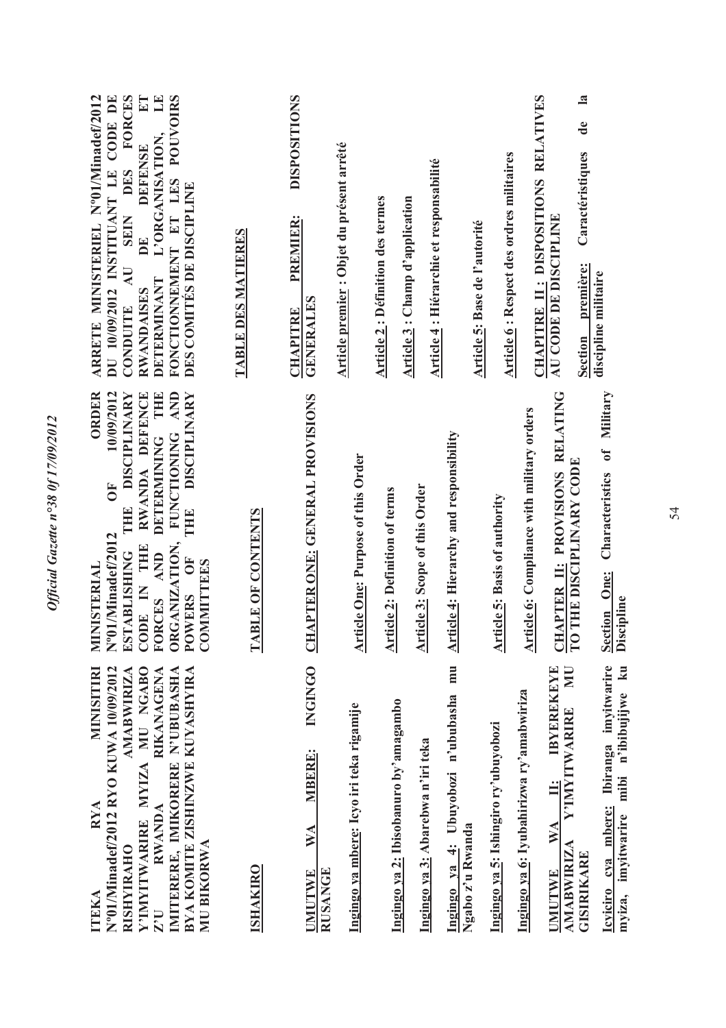**ITEKA RYA MINISITIRI N°01/Minadef/2012 RYO KUWA 10/09/2012 RISHYIRAHO AMABWIRIZA Y'IMYITWARIRE MYIZA MU NGABO Z'U RWANDA RIKANAGENA IMITERERE, IMIKORERE N'UBUBASHA BYA KOMITE ZISHINZWE KUYASHYIRA MU BIKORWA**

**ISHAKIRO**

**UMUTWE WA MBERE: INGINGO RUSANGE**

**Ingingo ya mbere: Icyo iri teka rigamije**

**Ingingo ya 2: Ibisobanuro by'amagambo**

**Ingingo ya 3: Abarebwa n'iri teka**

**Ingingo ya 4: Ubuyobozi n'ububasha mu Ngabo z'u Rwanda**

**Ingingo ya 5: Ishingiro ry'ubuyobozi**

**Ingingo ya 6: Iyubahirizwa ry'amabwiriza**

**UMUTWE WA II: IBYEREKEYE AMABWIRIZA Y'IMYITWARIRE MU GISIRIKARE**

**Icyiciro cya mbere: Ibiranga imyitwarire myiza, imyitwarire mibi n'ibibujijwe ku**

---

**MINISTERIAL ORDER N°01/Minadef/2012 OF 10/09/2012 ESTABLISHING THE DISCIPLINARY CODE IN THE RWANDA DEFENCE FORCES AND DETERMINING THE ORGANIZATION, FUNCTIONING AND POWERS OF THE DISCIPLINARY COMMITTEES**

**TABLE OF CONTENTS**

**CHAPTER ONE: GENERAL PROVISIONS**

**Article One: Purpose of this Order**

**Article 2: Definition of terms**

**Article 3: Scope of this Order**

**Article 4: Hierarchy and responsibility**

**Article 5: Basis of authority**

**Article 6: Compliance with military orders**

**CHAPTER II: PROVISIONS RELATING TO THE DISCIPLINARY CODE**

**Section One: Characteristics of Military Discipline**

---

**ARRETE MINISTERIEL N°01/Minadef/2012 DU 10/09/2012 INSTITUANT LE CODE DE CONDUITE AU SEIN DES FORCES RWANDAISES DE DEFENSE ET DETERMINANT L'ORGANISATION, LE FONCTIONNEMENT ET LES POUVOIRS DES COMITES DE DISCIPLINE**

**TABLE DES MATIERES**

**CHAPITRE PREMIER: DISPOSITIONS GENERALES**

**Article premier : Objet du présent arrêté**

**Article 2 : Définition des termes**

**Article 3 : Champ d'application**

**Article 4 : Hiérarchie et responsabilité**

**Article 5: Base de l'autorité**

**Article 6 : Respect des ordres militaires**

**CHAPITRE II : DISPOSITIONS RELATIVES AU CODE DE DISCIPLINE**

**Section première: Caractéristiques de la discipline militaire**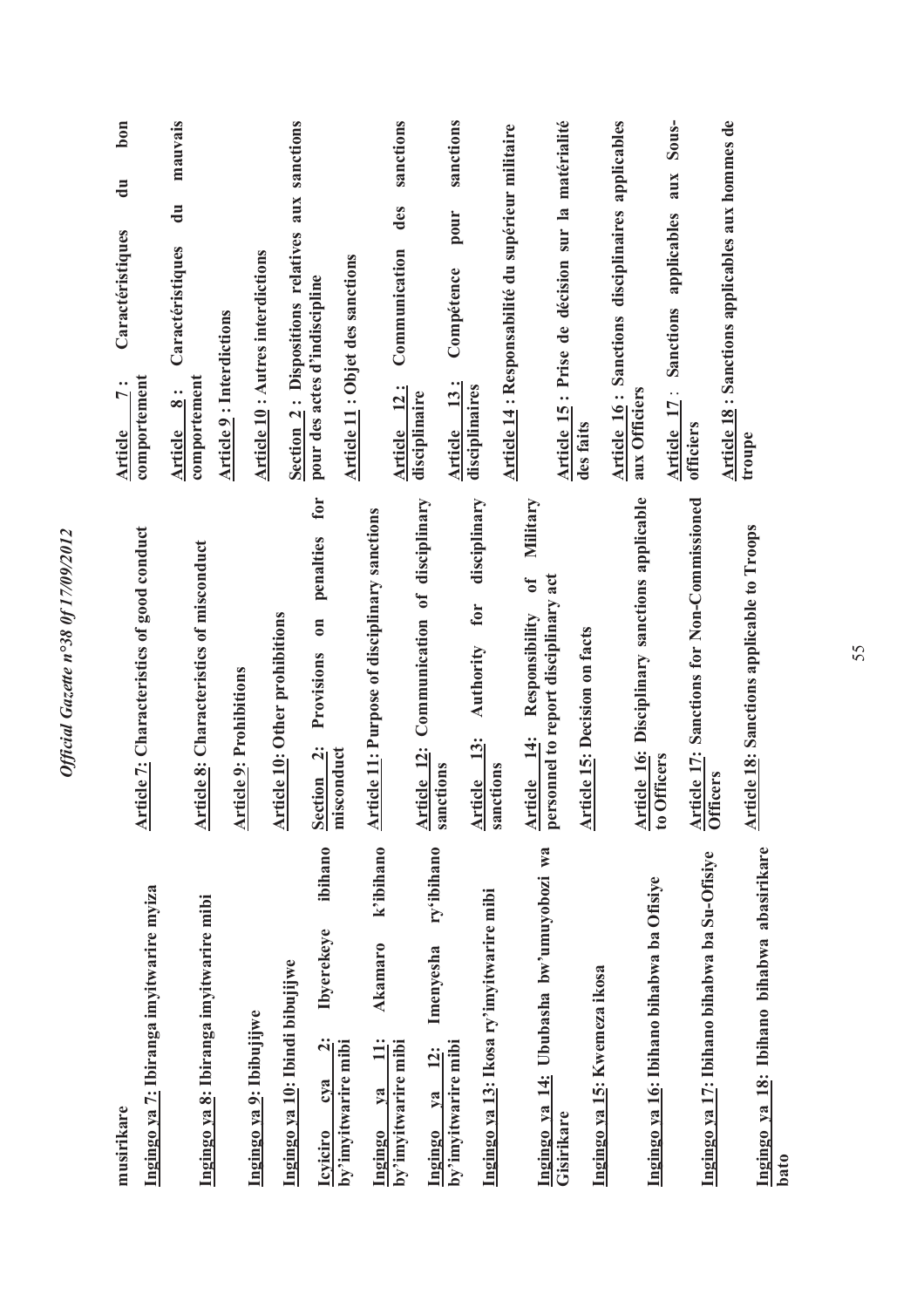musirikare

Ingingo ya 7: Ibiranga imyitwarire myiza

Ingingo ya 8: Ibiranga imyitwarire mibi

Ingingo ya 9: Ibibujijwe

Ingingo ya 10: Ibindi bibujijwe

Icyiciro cya 2: Ibyerekeye ibihano by'imyitwarire mibi

Ingingo ya 11: Akamaro k'ibihano by'imyitwarire mibi

Ingingo ya 12: Imenyesha ry'ibihano by'imyitwarire mibi

Ingingo ya 13: Ikosa ry'imyitwarire mibi

Ingingo ya 14: Ububasha bw'umuyobozi wa Gisirikare

Ingingo ya 15: Kwemeza ikosa

Ingingo ya 16: Ibihano bihabwa ba Ofisiye

Ingingo ya 17: Ibihano bihabwa ba Su-Ofisiye

Ingingo ya 18: Ibihano bihabwa abasirikare bato

Article 7: Characteristics of good conduct

Article 8: Characteristics of misconduct

Article 9: Prohibitions

Article 10: Other prohibitions

Section 2: Provisions on penalties for misconduct

Article 11: Purpose of disciplinary sanctions

Article 12: Communication of disciplinary sanctions

Article 13: Authority for disciplinary sanctions

Article 14: Responsibility of Military personnel to report disciplinary act

Article 15: Decision on facts

Article 16: Disciplinary sanctions applicable to Officers

Article 17: Sanctions for Non-Commissioned Officers

Article 18: Sanctions applicable to Troops

Article 7 : Caractéristiques du bon comportement

Article 8 : Caractéristiques du mauvais comportement

Article 9 : Interdictions

Article 10 : Autres interdictions

Section 2 : Dispositions relatives aux sanctions pour des actes d'indiscipline

Article 11 : Objet des sanctions

Article 12 : Communication des sanctions disciplinaire

Article 13 : Compétence pour sanctions disciplinaires

Article 14 : Responsabilité du supérieur militaire

Article 15 : Prise de décision sur la matérialité des faits

Article 16 : Sanctions disciplinaires applicables aux Officiers

Article 17 : Sanctions applicables aux Sous-officiers

Article 18 : Sanctions applicables aux hommes de troupe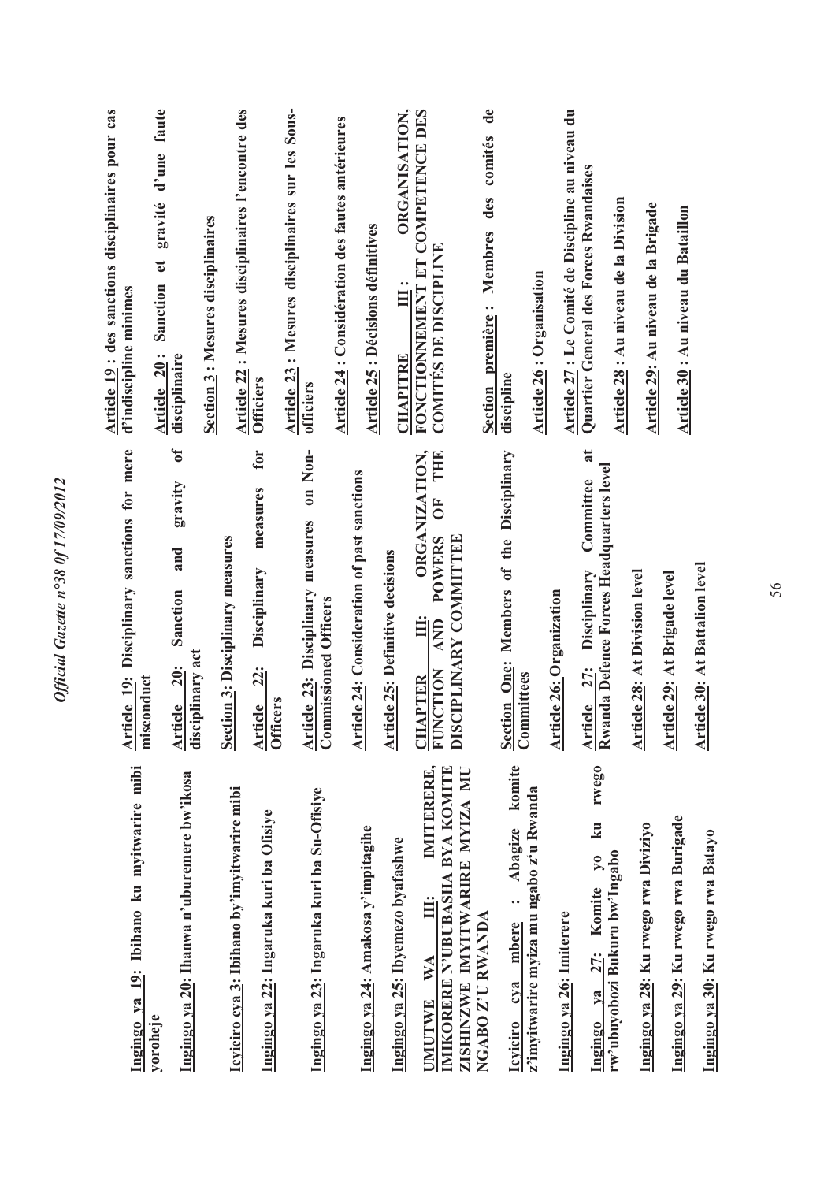**Ingingo ya 19**: Ibihano ku myitwarire mibi yoroheje

**Ingingo ya 20**: Ihanwa n'uburemere bw'ikosa

**Icyiciro cya 3**: Ibihano by'imyitwarire mibi

**Ingingo ya 22**: Ingaruka kuri ba Ofisiye

**Ingingo ya 23**: Ingaruka kuri ba Su-Ofisiye

**Ingingo ya 24**: Amakosa y'impitagihe

**Ingingo ya 25**: Ibyemezo byafashwe

**UMUTWE WA III: IMITERERE, IMIKORERE N'UBUBASHA BYA KOMITE ZISHINZWE IMYITWARIRE MYIZA MU NGABO Z'U RWANDA**

**Icyiciro cya mbere : Abagize komite z'imyitwarire myiza mu ngabo z'u Rwanda**

**Ingingo ya 26**: Imiterere

**Ingingo ya 27**: Komite yo ku rwego rw'ubuyobozi Bukuru bw'Ingabo

**Ingingo ya 28**: Ku rwego rwa Diviziyo

**Ingingo ya 29**: Ku rwego rwa Burigade

**Ingingo ya 30**: Ku rwego rwa Batayo

**Article 19**: Disciplinary sanctions for mere misconduct

**Article 20**: Sanction and gravity of disciplinary act

**Section 3**: Disciplinary measures

**Article 22**: Disciplinary measures for Officers

**Article 23**: Disciplinary measures on Non-Commissioned Officers

**Article 24**: Consideration of past sanctions

**Article 25**: Definitive decisions

**CHAPTER III: ORGANIZATION, FUNCTION AND POWERS OF THE DISCIPLINARY COMMITTEE**

**Section One**: Members of the Disciplinary Committees

**Article 26**: Organization

**Article 27**: Disciplinary Committee at Rwanda Defence Forces Headquarters level

**Article 28**: At Division level

**Article 29**: At Brigade level

**Article 30**: At Battalion level

**Article 19** : des sanctions disciplinaires pour cas d'indiscipline minimes

**Article 20** : Sanction et gravité d'une faute disciplinaire

**Section 3** : Mesures disciplinaires

**Article 22** : Mesures disciplinaires l'encontre des Officiers

**Article 23** : Mesures disciplinaires sur les Sous-officiers

**Article 24** : Considération des fautes antérieures

**Article 25** : Décisions définitives

**CHAPITRE III : ORGANISATION, FONCTIONNEMENT ET COMPETENCE DES COMITÉS DE DISCIPLINE**

**Section première** : Membres des comités de discipline

**Article 26** : Organisation

**Article 27** : Le Comité de Discipline au niveau du Quartier General des Forces Rwandaises

**Article 28** : Au niveau de la Division

**Article 29**: Au niveau de la Brigade

**Article 30** : Au niveau du Bataillon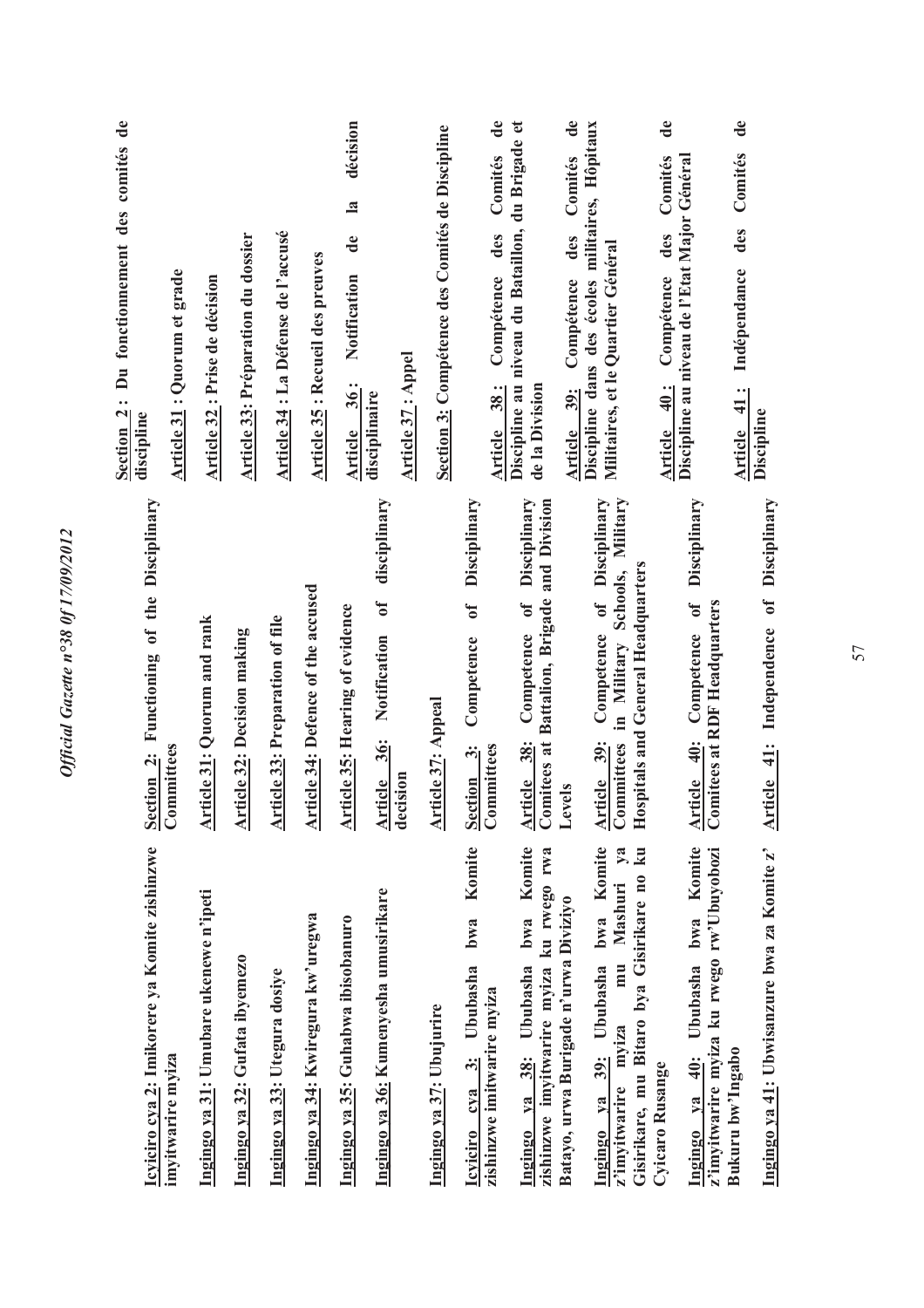**Icyiciro cya 2: Imikorere ya Komite zishinzwe imyitwarire myiza**

**Ingingo ya 31: Umubare ukenewe n'ipeti**

**Ingingo ya 32: Gufata ibyemezo**

**Ingingo ya 33: Utegura dosiye**

**Ingingo ya 34: Kwiregura kw'uregwa**

**Ingingo ya 35: Guhabwa ibisobanuro**

**Ingingo ya 36: Kumenyesha umusirikare**

**Ingingo ya 37: Ubujurire**

**Icyiciro cya 3: Ububasha bwa Komite zishinzwe imitwarire myiza**

**Ingingo ya 38: Ububasha bwa Komite zishinzwe imyitwarire myiza ku rwego rwa Batayo, urwa Burigade n'urwa Diviziyo**

**Ingingo ya 39: Ububasha bwa Komite z'imyitwarire myiza mu Mashuri ya Gisirikare, mu Bitaro bya Gisirikare no ku Cyicaro Rusange**

**Ingingo ya 40: Ububasha bwa Komite z'imyitwarire myiza ku rwego rw'Ubuyobozi Bukuru bw'Ingabo**

**Ingingo ya 41: Ubwisanzure bwa za Komite z'**

**Section 2: Functioning of the Disciplinary Committees**

**Article 31: Quorum and rank**

**Article 32: Decision making**

**Article 33: Preparation of file**

**Article 34: Defence of the accused**

**Article 35: Hearing of evidence**

**Article 36: Notification of disciplinary decision**

**Article 37: Appeal**

**Section 3: Competence of Disciplinary Committees**

**Article 38: Competence of Disciplinary Comitees at Battalion, Brigade and Division Levels**

**Article 39: Competence of Disciplinary Committees in Military Schools, Military Hospitals and General Headquarters**

**Article 40: Competence of Disciplinary Comitees at RDF Headquarters**

**Article 41: Independence of Disciplinary**

**Section 2 : Du fonctionnement des comités de discipline**

**Article 31 : Quorum et grade**

**Article 32 : Prise de décision**

**Article 33: Préparation du dossier**

**Article 34 : La Défense de l'accusé**

**Article 35 : Recueil des preuves**

**Article 36 : Notification de la décision disciplinaire**

**Article 37 : Appel**

**Section 3: Compétence des Comités de Discipline**

**Article 38 : Compétence des Comités de Discipline au niveau du Bataillon, du Brigade et de la Division**

**Article 39: Compétence des Comités de Discipline dans des écoles militaires, Hôpitaux Militaires, et le Quartier Général**

**Article 40 : Compétence des Comités de Discipline au niveau de l'Etat Major Général**

**Article 41 : Indépendance des Comités de Discipline**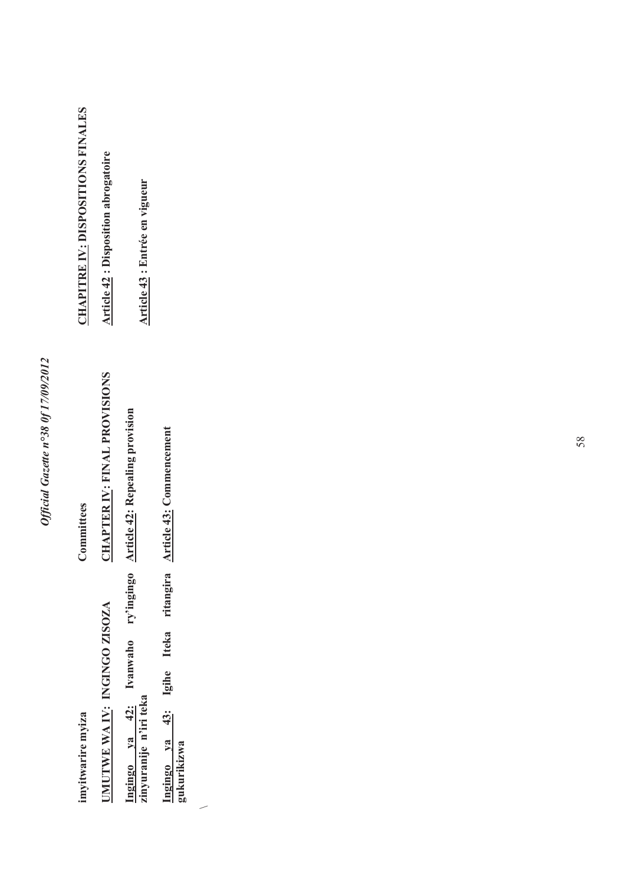imyitwarire myiza

**UMUTWE WA IV: INGINGO ZISOZA**

**Ingingo ya 42: Ivanwaho ry'ingingo zinyuranije n'iri teka**

**Ingingo ya 43: Igihe Iteka ritangira gukurikizwa**

**Committees**

**CHAPTER IV: FINAL PROVISIONS**

**Article 42: Repealing provision**

**Article 43: Commencement**

**CHAPITRE IV: DISPOSITIONS FINALES**

**Article 42 : Disposition abrogatoire**

**Article 43 : Entrée en vigueur**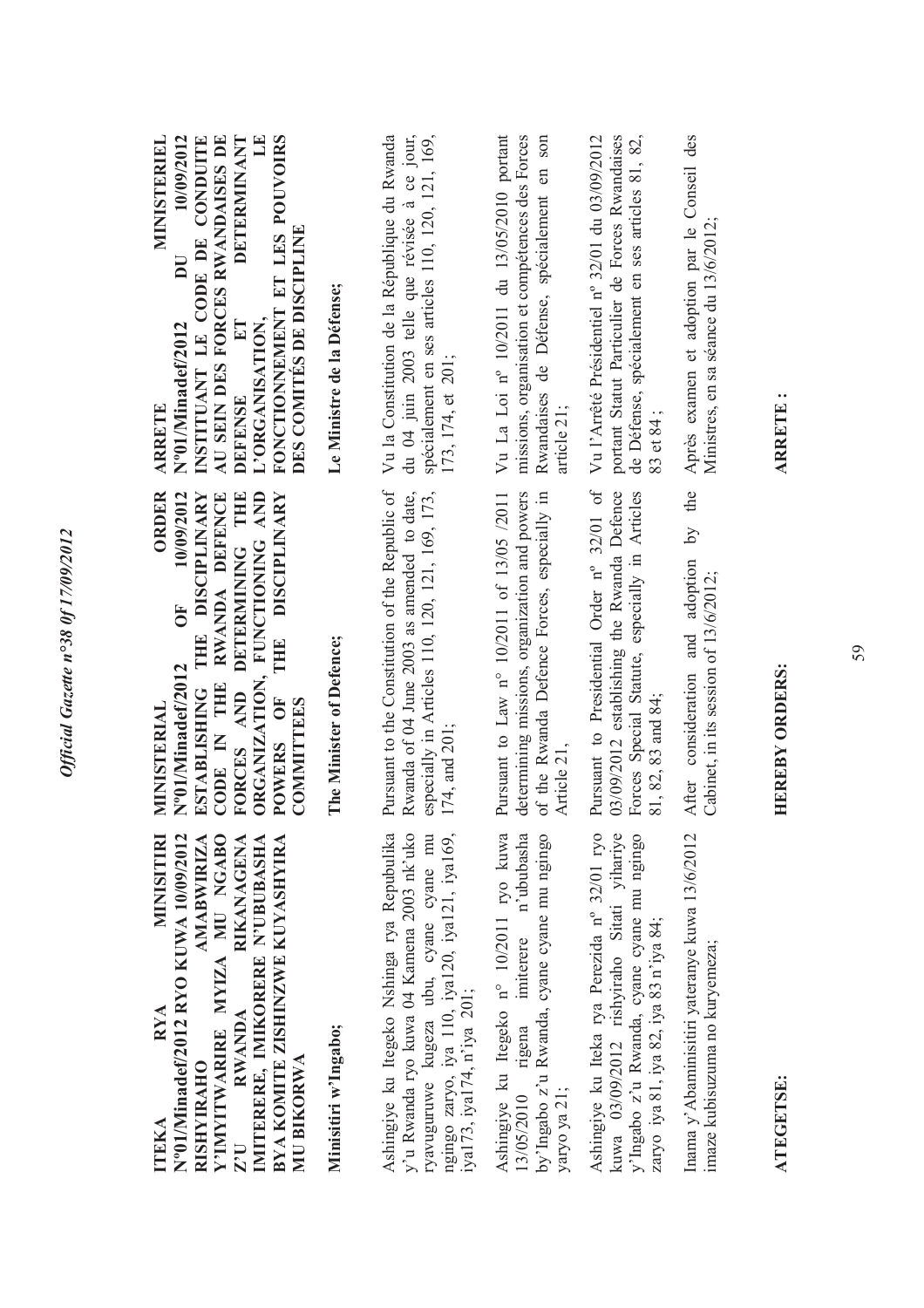**ITEKA RYA MINISITIRI N°01/Minadef/2012 RYO KUWA 10/09/2012 RISHYIRAHO AMABWIRIZA Y'IMYITWARIRE MYIZA MU NGABO Z'U RWANDA RIKANAGENA IMITERERE, IMIKORERE N'UBUBASHA BYA KOMITE ZISHINZWE KUYASHYIRA MU BIKORWA**

**Minisitiri w'Ingabo;**

Ashingiye ku Itegeko Nshinga rya Repubulika y'u Rwanda ryo kuwa 04 Kamena 2003 nk'uko ryavuguruwe kugeza ubu, cyane cyane mu ngingo zaryo, iya 110, iya120, iya121, iya169, iya173, iya174, n'iya 201;

Ashingiye ku Itegeko n° 10/2011 ryo kuwa 13/05/2010 rigena imiterere n'ububasha by'Ingabo z'u Rwanda, cyane cyane mu ngingo yaryo ya 21;

Ashingiye ku Iteka rya Perezida nº 32/01 ryo kuwa 03/09/2012 rishyiraho Sitati yihariye y'Ingabo z'u Rwanda, cyane cyane mu ngingo zaryo iya 81, iya 82, iya 83 n'iya 84;

Inama y'Abaminisitiri yateranye kuwa 13/6/2012 imaze kubisuzuma no kuryemeza;

**ATEGETSE:**

**MINISTERIAL ORDER N°01/Minadef/2012 OF 10/09/2012 ESTABLISHING THE DISCIPLINARY CODE IN THE RWANDA DEFENCE FORCES AND DETERMINING THE ORGANIZATION, FUNCTIONING AND POWERS OF THE DISCIPLINARY COMMITTEES**

**The Minister of Defence;**

Pursuant to the Constitution of the Republic of Rwanda of 04 June 2003 as amended to date, especially in Articles 110, 120, 121, 169, 173, 174, and 201;

Pursuant to Law n° 10/2011 of 13/05 /2011 determining missions, organization and powers of the Rwanda Defence Forces, especially in Article 21,

Pursuant to Presidential Order nº 32/01 of 03/09/2012 establishing the Rwanda Defence Forces Special Statute, especially in Articles 81, 82, 83 and 84;

After consideration and adoption by the Cabinet, in its session of 13/6/2012;

**HEREBY ORDERS:**

**ARRETE MINISTERIEL N°01/Minadef/2012 DU 10/09/2012 INSTITUANT LE CODE DE CONDUITE AU SEIN DES FORCES RWANDAISES DE DEFENSE ET DETERMINANT L'ORGANISATION, LE FONCTIONNEMENT ET LES POUVOIRS DES COMITÉS DE DISCIPLINE**

**Le Ministre de la Défense;**

Vu la Constitution de la République du Rwanda du 04 juin 2003 telle que révisée à ce jour, spécialement en ses articles 110, 120, 121, 169, 173, 174, et 201;

Vu La Loi nº 10/2011 du 13/05/2010 portant missions, organisation et compétences des Forces Rwandaises de Défense, spécialement en son article 21;

Vu l'Arrêté Présidentiel nº 32/01 du 03/09/2012 portant Statut Particulier de Forces Rwandaises de Défense, spécialement en ses articles 81, 82, 83 et 84 ;

Après examen et adoption par le Conseil des Ministres, en sa séance du 13/6/2012;

**ARRETE :**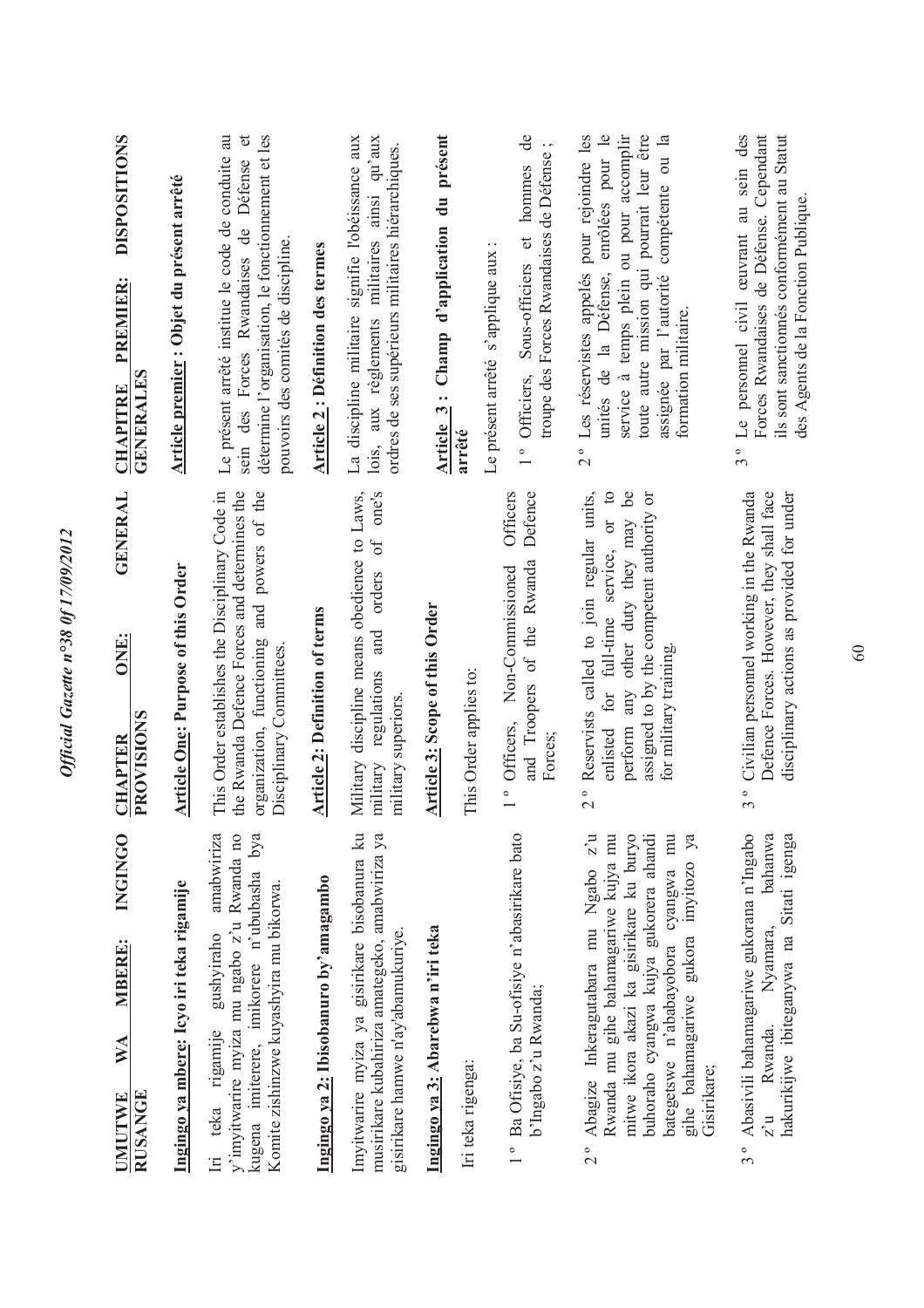**UMUTWE WA MBERE: INGINGO RUSANGE**

**Ingingo ya mbere: Icyo iri teka rigamije**

Iri teka rigamije gushyiraho amabwiriza y'imyitwarire myiza mu ngabo z'u Rwanda no kugena imiterere, imikorere n'ububasha bya Komite zishinzwe kuyashyira mu bikorwa.

**Ingingo ya 2: Ibisobanuro by'amagambo**

Imyitwarire myiza ya gisirikare bisobanura ku musirikare kubahiriza amategeko, amabwiriza ya gisirikare hamwe n'ay'abamukuriye.

**Ingingo ya 3: Abarebwa n'iri teka**

Iri teka rigenga:

1° Ba Ofisiye, ba Su-ofisiye n'abasirikare bato b'Ingabo z'u Rwanda;

2° Abagize Inkeragutabara mu Ngabo z'u Rwanda mu gihe bahamagariwe kujya mu mitwe ikora akazi ka gisirikare ku buryo buhoraho cyangwa kujya gukorera ahandi bategetswe n'ababayobora cyangwa mu gihe bahamagariwe gukora imyitozo ya Gisirikare;

3° Abasivili bahamagariwe gukorana n'Ingabo z'u Rwanda. Nyamara, bahanwa hakurikijwe ibiteganywa na Sitati igenga

**CHAPTER ONE: GENERAL PROVISIONS**

**Article One: Purpose of this Order**

This Order establishes the Disciplinary Code in the Rwanda Defence Forces and determines the organization, functioning and powers of the Disciplinary Committees.

**Article 2: Definition of terms**

Military discipline means obedience to Laws, military regulations and orders of one's military superiors.

**Article 3: Scope of this Order**

This Order applies to:

1° Officers, Non-Commissioned Officers and Troopers of the Rwanda Defence Forces;

2° Reservists called to join regular units, enlisted for full-time service, or to perform any other duty they may be assigned to by the competent authority or for military training.

3° Civilian personnel working in the Rwanda Defence Forces. However, they shall face disciplinary actions as provided for under

**CHAPITRE PREMIER: DISPOSITIONS GENERALES**

**Article premier : Objet du présent arrêté**

Le présent arrêté institue le code de conduite au sein des Forces Rwandaises de Défense et détermine l'organisation, le fonctionnement et les pouvoirs des comités de discipline.

**Article 2 : Définition des termes**

La discipline militaire signifie l'obéissance aux lois, aux règlements militaires ainsi qu'aux ordres de ses supérieurs militaires hiérarchiques.

**Article 3 : Champ d'application du présent arrêté**

Le présent arrêté s'applique aux :

1° Officiers, Sous-officiers et hommes de troupe des Forces Rwandaises de Défense ;

2° Les réservistes appelés pour rejoindre les unités de la Défense, enrôlées pour le service à temps plein ou pour accomplir toute autre mission qui pourrait leur être assignée par l'autorité compétente ou la formation militaire.

3° Le personnel civil œuvrant au sein des Forces Rwandaises de Défense. Cependant ils sont sanctionnés conformément au Statut des Agents de la Fonction Publique.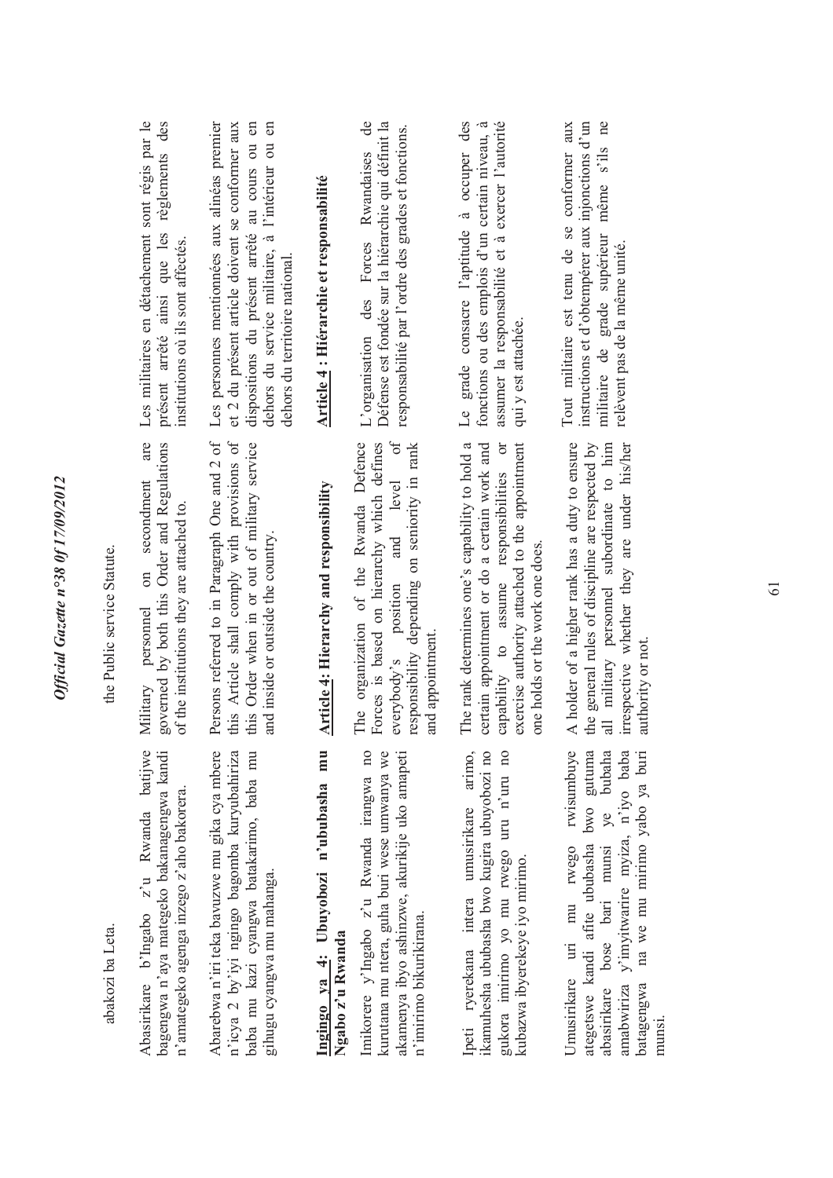abakozi ba Leta.

Abasirikare b'Ingabo z'u Rwanda batijwe bagengwa n'aya mategeko bakanagengwa kandi n'amategeko agenga inzego z'aho bakorera.

Abarebwa n'iri teka bavuzwe mu gika cya mbere n'icya 2 by'iyi ngingo bagomba kuryubahiriza baba mu kazi cyangwa batakarimo, baba mu gihugu cyangwa mu mahanga.

**Ingingo ya 4: Ubuyobozi n'ububasha mu Ngabo z'u Rwanda**

Imikorere y'Ingabo z'u Rwanda irangwa no kurutana mu ntera, guha buri wese umwanya we akamenya ibyo ashinzwe, akurikije uko amapeti n'imirimo bikurikirana.

Ipeti ryerekana intera umusirikare arimo, ikamuhesha ububasha bwo kugira ubuyobozi no gukora imirimo yo mu rwego uru n'uru no kubazwa ibyerekeye iyo mirimo.

Umusirikare uri mu rwego rwisumbuye ategetswe kandi afite ububasha bwo gutuma abasirikare bose bari munsi ye bubaha amabwiriza y'imyitwarire myiza, n'iyo baba batagengwa na we mu mirimo yabo ya buri munsi.

the Public service Statute.

Military personnel on secondment are governed by both this Order and Regulations of the institutions they are attached to.

Persons referred to in Paragraph One and 2 of this Article shall comply with provisions of this Order when in or out of military service and inside or outside the country.

**Article 4: Hierarchy and responsibility**

The organization of the Rwanda Defence Forces is based on hierarchy which defines everybody's position and level of responsibility depending on seniority in rank and appointment.

The rank determines one's capability to hold a certain appointment or do a certain work and capability to assume responsibilities or exercise authority attached to the appointment one holds or the work one does.

A holder of a higher rank has a duty to ensure the general rules of discipline are respected by all military personnel subordinate to him irrespective whether they are under his/her authority or not.

Les militaires en détachement sont régis par le présent arrêté ainsi que les règlements des institutions où ils sont affectés.

Les personnes mentionnées aux alinéas premier et 2 du présent article doivent se conformer aux dispositions du présent arrêté au cours ou en dehors du service militaire, à l'intérieur ou en dehors du territoire national.

**Article 4 : Hiérarchie et responsabilité**

L'organisation des Forces Rwandaises de Défense est fondée sur la hiérarchie qui définit la responsabilité par l'ordre des grades et fonctions.

Le grade consacre l'aptitude à occuper des fonctions ou des emplois d'un certain niveau, à assumer la responsabilité et à exercer l'autorité qui y est attachée.

Tout militaire est tenu de se conformer aux instructions et d'obtempérer aux injonctions d'un militaire de grade supérieur même s'ils ne relèvent pas de la même unité.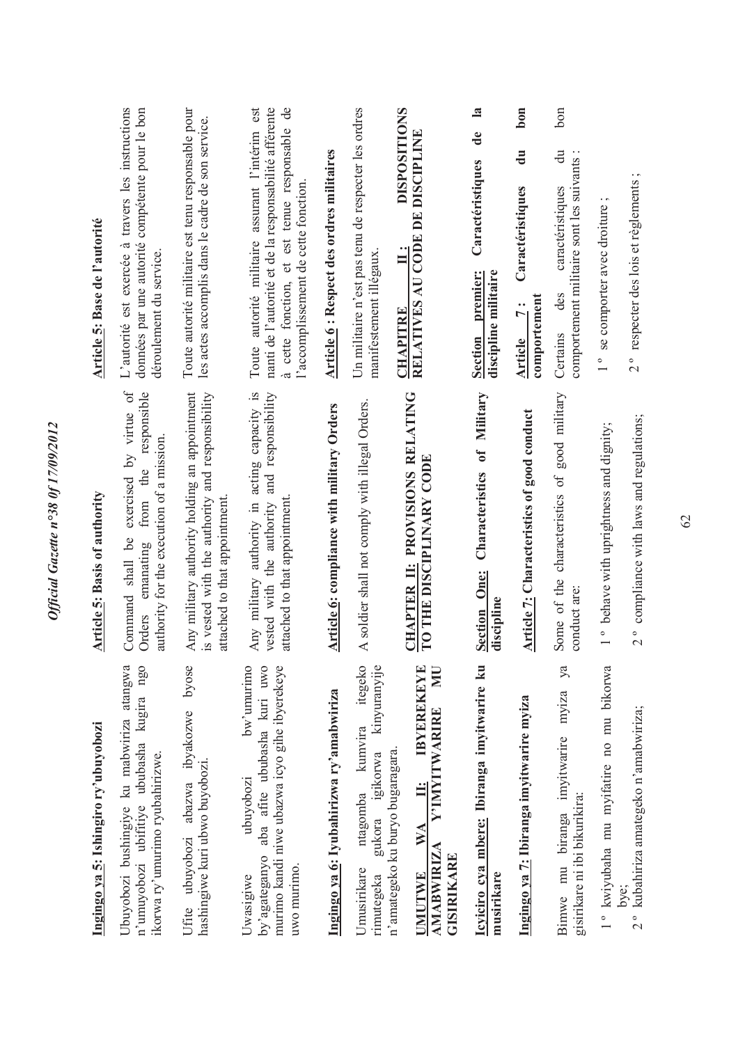**Ingingo ya 5: Ishingiro ry'ubuyobozi**

Ubuyobozi bushingiye ku mabwiriza atangwa n'umuyobozi ubifitiye ububasha kugira ngo ikorwa ry'umurimo ryubahirizwe.

Ufite ubuyobozi abazwa ibyakozwe byose hashingiwe kuri ubwo buyobozi.

Uwasigiwe ubuyobozi bw'umurimo by'agateganyo aba afite ububasha kuri uwo murimo kandi niwe ubazwa icyo gihe ibyerekeye uwo murimo.

**Ingingo ya 6: Iyubahirizwa ry'amabwiriza**

Umusirikare ntagomba kumvira itegeko rimutegeka gukora igikorwa kinyuranyije n'amategeko ku buryo bugaragara.

**UMUTWE WA II: IBYEREKEYE AMABWIRIZA Y'IMYITWARIRE MU GISIRIKARE**

**Icyiciro cya mbere: Ibiranga imyitwarire ku musirikare**

**Ingingo ya 7: Ibiranga imyitwarire myiza**

Bimwe mu biranga imyitwarire myiza ya gisirikare ni ibi bikurikira:

1° kwiyubaha mu myifatire no mu bikorwa bye;

2° kubahiriza amategeko n'amabwiriza;

**Article 5: Basis of authority**

Command shall be exercised by virtue of Orders emanating from the responsible authority for the execution of a mission.

Any military authority holding an appointment is vested with the authority and responsibility attached to that appointment.

Any military authority in acting capacity is vested with the authority and responsibility attached to that appointment.

**Article 6: compliance with military Orders**

A soldier shall not comply with illegal Orders.

**CHAPTER II: PROVISIONS RELATING TO THE DISCIPLINARY CODE**

**Section One: Characteristics of Military discipline**

**Article 7: Characteristics of good conduct**

Some of the characteristics of good military conduct are:

1° behave with uprightness and dignity;

2° compliance with laws and regulations;

**Article 5: Base de l'autorité**

L'autorité est exercée à travers les instructions données par une autorité compétente pour le bon déroulement du service.

Toute autorité militaire est tenu responsable pour les actes accomplis dans le cadre de son service.

Toute autorité militaire assurant l'intérim est nanti de l'autorité et de la responsabilité afférente à cette fonction, et est tenue responsable de l'accomplissement de cette fonction.

**Article 6 : Respect des ordres militaires**

Un militaire n'est pas tenu de respecter les ordres manifestement illégaux.

**CHAPITRE II : DISPOSITIONS RELATIVES AU CODE DE DISCIPLINE**

**Section premier: Caractéristiques de la discipline militaire**

**Article 7 : Caractéristiques du bon comportement**

Certains des caractéristiques du bon comportement militaire sont les suivants :

1° se comporter avec droiture ;

2° respecter des lois et règlements ;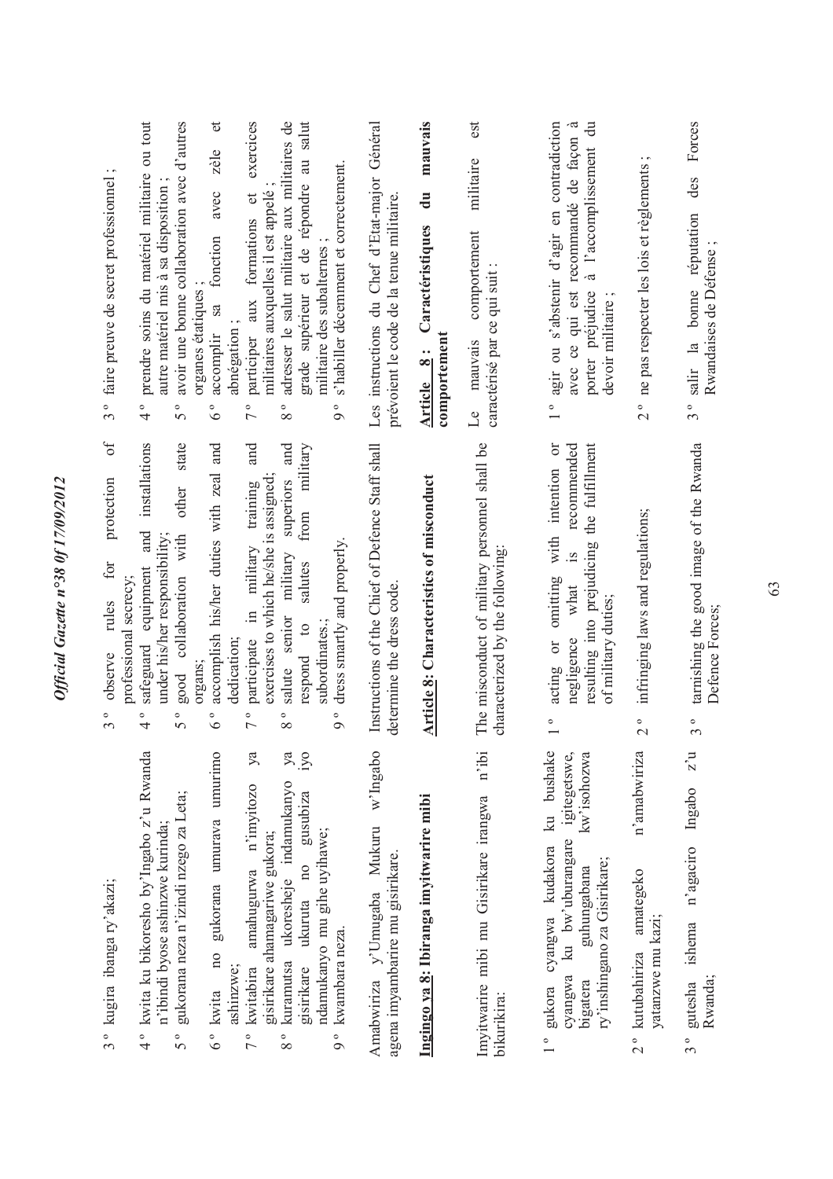3 ° kugira ibanga ry'akazi;

4 ° kwita ku bikoresho by'Ingabo z'u Rwanda n'ibindi byose ashinzwe kurinda;

5 ° gukorana neza n'izindi nzego za Leta;

6 ° kwita no gukorana umurava umurimo ashinzwe;

7 ° kwitabira amahugurwa n'imyitozo ya gisirikare ahamagariwe gukora;

8 ° kuramutsa ukoresheje indamukanyo ya gisirikare ukuruta no gusubiza iyo ndamukanyo mu gihe uyihawe;

9 ° kwambara neza.

Amabwiriza y'Umugaba Mukuru w'Ingabo agena imyambarire mu gisirikare.

**Ingingo ya 8: Ibiranga imyitwarire mibi**

Imyitwarire mibi mu Gisirikare irangwa n'ibi bikurikira:

1 ° gukora cyangwa kudakora ku bushake cyangwa ku bw'uburangare igitegetswe, bigatera guhungabana kw'isohozwa ry'inshingano za Gisirikare;

2 ° kutubahiriza amategeko n'amabwiriza yatanzwe mu kazi;

3 ° gutesha ishema n'agaciro Ingabo z'u Rwanda;

3 ° observe rules for protection of professional secrecy;

4 ° safeguard equipment and installations under his/her responsibility;

5 ° good collaboration with other state organs;

6 ° accomplish his/her duties with zeal and dedication;

7 ° participate in military training and exercises to which he/she is assigned;

8 ° salute senior military superiors and respond to salutes from military subordinates.;

9 ° dress smartly and properly.

Instructions of the Chief of Defence Staff shall determine the dress code.

**Article 8: Characteristics of misconduct**

The misconduct of military personnel shall be characterized by the following:

1 ° acting or omitting with intention or negligence what is recommended resulting into prejudicing the fulfillment of military duties;

2 ° infringing laws and regulations;

3 ° tarnishing the good image of the Rwanda Defence Forces;

3 ° faire preuve de secret professionnel ;

4 ° prendre soins du matériel militaire ou tout autre matériel mis à sa disposition ;

5 ° avoir une bonne collaboration avec d'autres organes étatiques ;

6 ° accomplir sa fonction avec zèle et abnégation ;

7 ° participer aux formations et exercices militaires auxquelles il est appelé ;

8 ° adresser le salut militaire aux militaires de grade supérieur et de répondre au salut militaire des subalternes ;

9 ° s'habiller décemment et correctement.

Les instructions du Chef d'Etat-major Général prévoient le code de la tenue militaire.

**Article 8: Caractéristiques du mauvais comportement**

Le mauvais comportement militaire est caractérisé par ce qui suit :

1 ° agir ou s'abstenir d'agir en contradiction avec ce qui est recommandé de façon à porter préjudice à l'accomplissement du devoir militaire ;

2 ° ne pas respecter les lois et règlements ;

3 ° salir la bonne réputation des Forces Rwandaises de Défense ;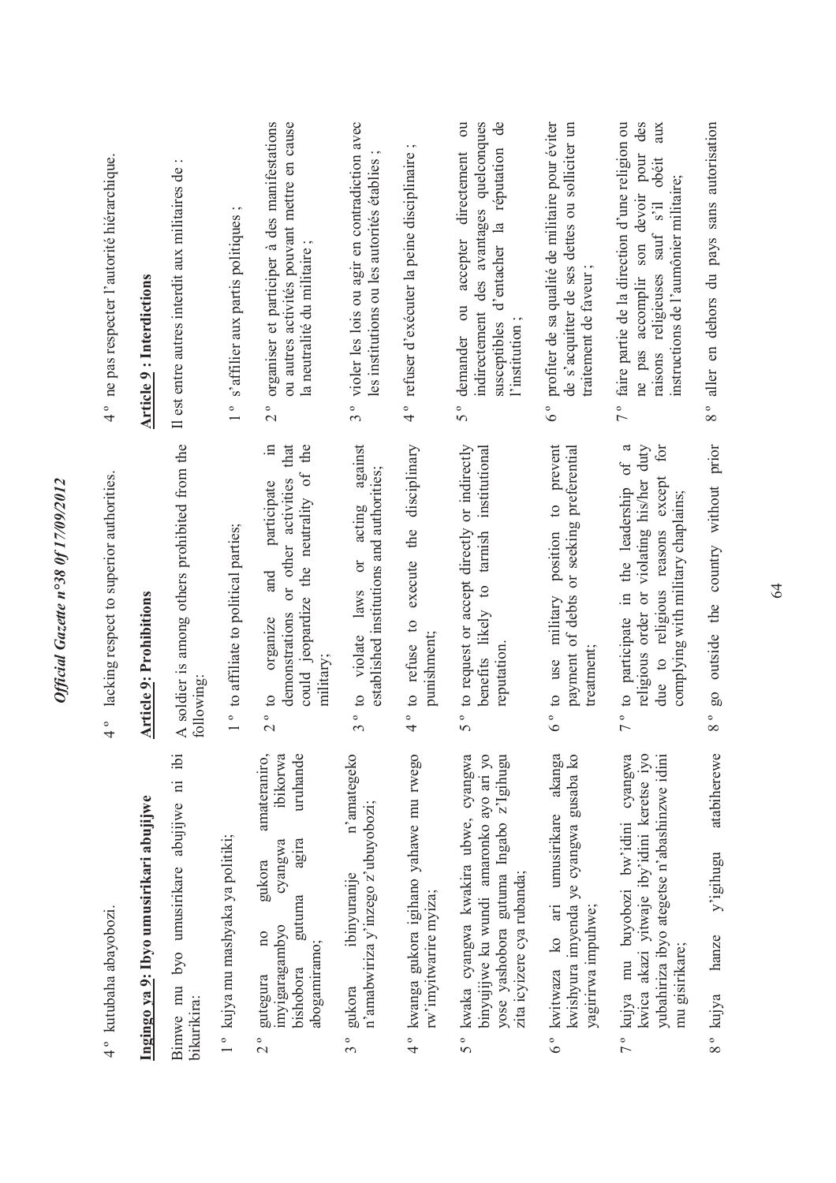4° kutubaha abayobozi.

## Ingingo ya 9: Ibyo umusirikari abujijwe

Bimwe mu byo umusirikare abujijwe ni ibi bikurikira:

1° kujya mu mashyaka ya politiki;

2° gutegura no gukora amateraniro, imyigaragambyo cyangwa ibikorwa bishobora gutuma agira uruhande abogamiramo;

3° gukora ibinyuranije n'amategeko n'amabwiriza y'inzego z'ubuyobozi;

4° kwanga gukora igihano yahawe mu rwego rw'imyitwarire myiza;

5° kwaka cyangwa kwakira ubwe, cyangwa binyujijwe ku wundi amaronko ayo ari yo yose yashobora gutuma Ingabo z'Igihugu zita icyizere cya rubanda;

6° kwitwaza ko ari umusirikare akanga kwishyura imyenda ye cyangwa gusaba ko yagirirwa impuhwe;

7° kujya mu buyobozi bw'idini cyangwa kwica akazi yitwaje iby'idini keretse iyo yubahiriza ibyo ategetse n'abashinzwe idini mu gisirikare;

8° kujya hanze y'igihugu atabiherewe

---

4° lacking respect to superior authorities.

## Article 9: Prohibitions

A soldier is among others prohibited from the following:

1° to affiliate to political parties;

2° to organize and participate in demonstrations or other activities that could jeopardize the neutrality of the military;

3° to violate laws or acting against established institutions and authorities;

4° to refuse to execute the disciplinary punishment;

5° to request or accept directly or indirectly benefits likely to tarnish institutional reputation.

6° to use military position to prevent payment of debts or seeking preferential treatment;

7° to participate in the leadership of a religious order or violating his/her duty due to religious reasons except for complying with military chaplains;

8° go outside the country without prior

---

4° ne pas respecter l'autorité hiérarchique.

## Article 9 : Interdictions

Il est entre autres interdit aux militaires de :

1° s'affilier aux partis politiques ;

2° organiser et participer à des manifestations ou autres activités pouvant mettre en cause la neutralité du militaire ;

3° violer les lois ou agir en contradiction avec les institutions ou les autorités établies ;

4° refuser d'exécuter la peine disciplinaire ;

5° demander ou accepter directement ou indirectement des avantages quelconques susceptibles d'entacher la réputation de l'institution ;

6° profiter de sa qualité de militaire pour éviter de s'acquitter de ses dettes ou solliciter un traitement de faveur ;

7° faire partie de la direction d'une religion ou ne pas accomplir son devoir pour des raisons religieuses sauf s'il obéit aux instructions de l'aumônier militaire;

8° aller en dehors du pays sans autorisation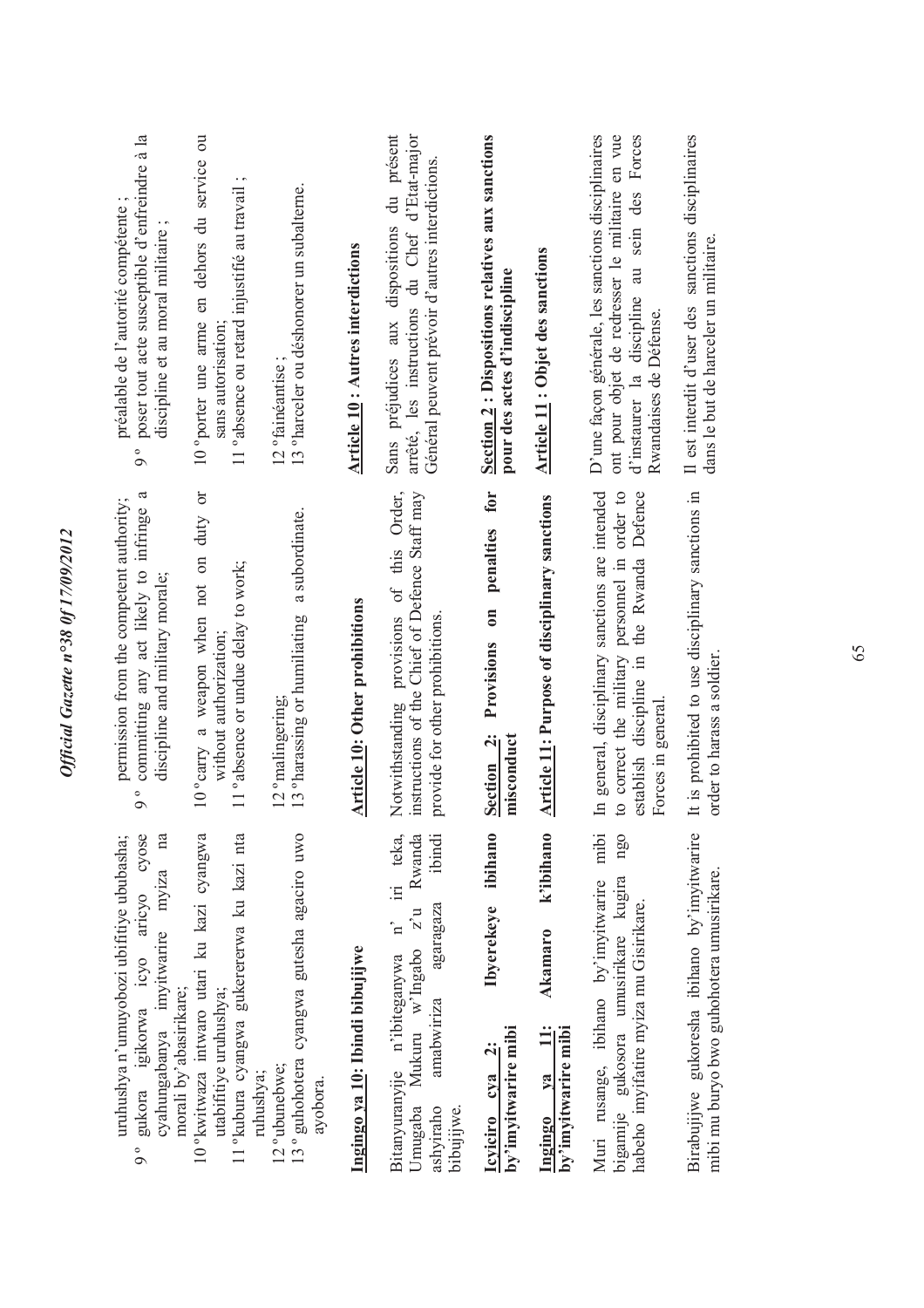uruhushya n'umuyobozi ubifitiye ububasha;

9° gukora igikorwa icyo aricyo cyose cyahungabanya imyitwarire myiza na morali by'abasirikare;

10°kwitwaza intwaro utari ku kazi cyangwa utabifitiye uruhushya;

11°kubura cyangwa gukererwa ku kazi nta ruhushya;

12°ubunebwe;

13° guhohotera cyangwa gutesha agaciro uwo ayobora.

**Ingingo ya 10: Ibindi bibujijwe**

Bitanyuranyije n'ibiteganywa n' iri teka, Umugaba Mukuru w'Ingabo z'u Rwanda ashyiraho amabwiriza agaragaza ibindi bibujijwe.

**Icyiciro cya 2: Ibyerekeye ibihano by'imyitwarire mibi**

**Ingingo ya 11: Akamaro k'ibihano by'imyitwarire mibi**

Muri rusange, ibihano by'imyitwarire mibi bigamije gukosora umusirikare kugira ngo habeho imyifatire myiza mu Gisirikare.

Birabujijwe gukoresha ibihano by'imyitwarire mibi mu buryo bwo guhohotera umusirikare.

permission from the competent authority;

9° committing any act likely to infringe a discipline and military morale;

10°carry a weapon when not on duty or without authorization;

11°absence or undue delay to work;

12°malingering;

13°harassing or humiliating a subordinate.

**Article 10: Other prohibitions**

Notwithstanding provisions of this Order, instructions of the Chief of Defence Staff may provide for other prohibitions.

**Section 2: Provisions on penalties for misconduct**

**Article 11: Purpose of disciplinary sanctions**

In general, disciplinary sanctions are intended to correct the military personnel in order to establish discipline in the Rwanda Defence Forces in general.

It is prohibited to use disciplinary sanctions in order to harass a soldier.

préalable de l'autorité compétente ;

9° poser tout acte susceptible d'enfreindre à la discipline et au moral militaire ;

10°porter une arme en dehors du service ou sans autorisation;

11°absence ou retard injustifié au travail ;

12°fainéantise ;

13°harceler ou déshonorer un subalterne.

**Article 10 : Autres interdictions**

Sans préjudices aux dispositions du présent arrêté, les instructions du Chef d'Etat-major Général peuvent prévoir d'autres interdictions.

**Section 2 : Dispositions relatives aux sanctions pour des actes d'indiscipline**

**Article 11 : Objet des sanctions**

D'une façon générale, les sanctions disciplinaires ont pour objet de redresser le militaire en vue d'instaurer la discipline au sein des Forces Rwandaises de Défense.

Il est interdit d'user des sanctions disciplinaires dans le but de harceler un militaire.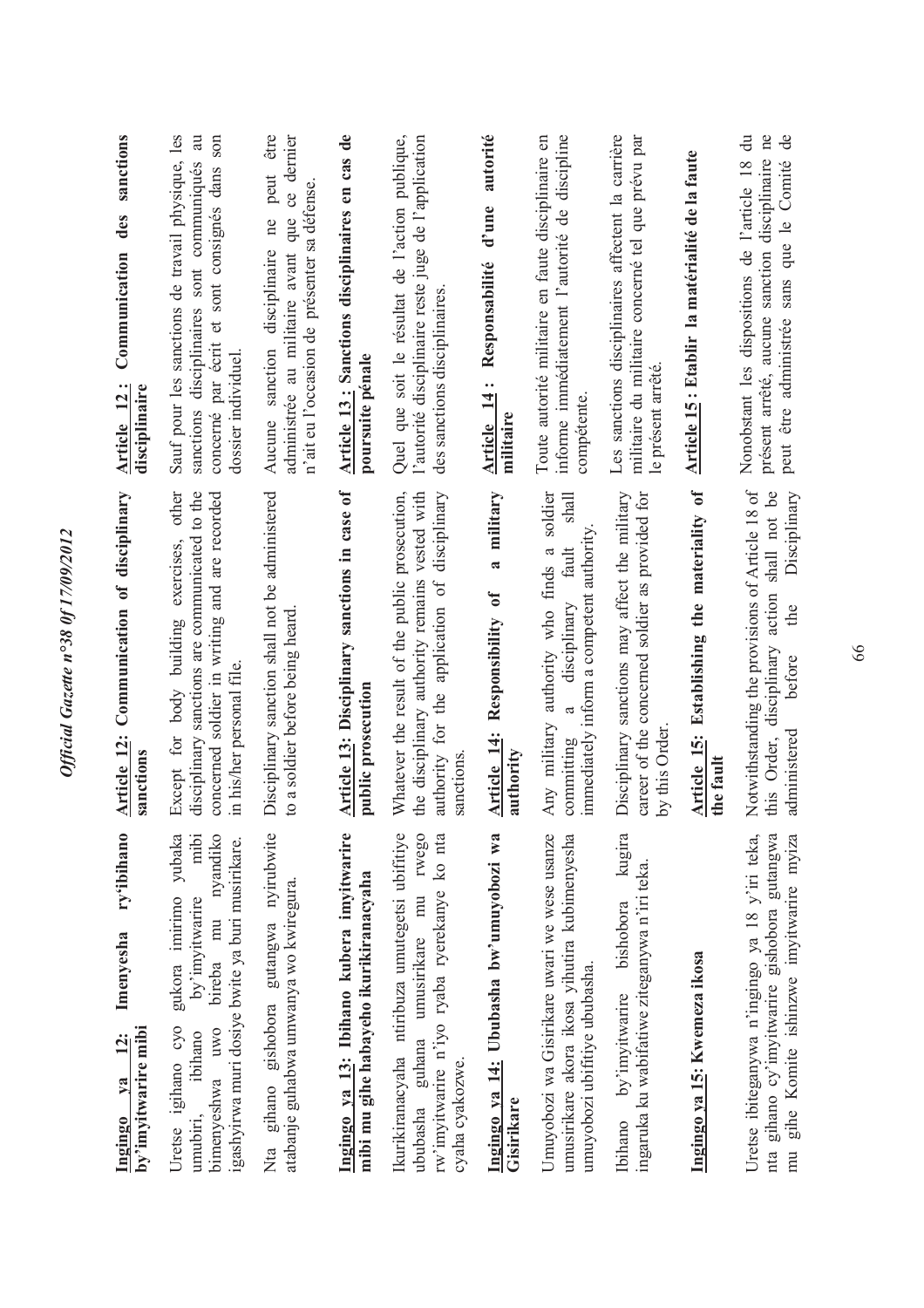**Ingingo ya 12: Imenyesha ry'ibihano by'imyitwarire mibi**

Uretse igihano cyo gukora imirimo yubaka umubiri, ibihano by'imyitwarire mibi bimenyeshwa uwo bireba mu nyandiko igashyirwa muri dosiye bwite ya buri musirikare.

Nta gihano gishobora gutangwa nyirubwite atabanje guhabwa umwanya wo kwiregura.

**Ingingo ya 13: Ibihano kubera imyitwarire mibi mu gihe habayeho ikurikiranacyaha**

Ikurikiranacyaha ntiribuza umutegetsi ubifitiye ububasha guhana umusirikare mu rwego rw'imyitwarire n'iyo ryaba ryerekanye ko nta cyaha cyakozwe.

**Ingingo ya 14: Ububasha bw'umuyobozi wa Gisirikare**

Umuyobozi wa Gisirikare uwari we wese usanze umusirikare akora ikosa yihutira kubimenyesha umuyobozi ubifitiye ububasha.

Ibihano by'imyitwarire bishobora kugira ingaruka ku wabifatiwe ziteganywa n'iri teka.

**Ingingo ya 15: Kwemeza ikosa**

Uretse ibiteganywa n'ingingo ya 18 y'iri teka, nta gihano cy'imyitwarire gishobora gutangwa mu gihe Komite ishinzwe imyitwarire myiza

**Article 12: Communication of disciplinary sanctions**

Except for body building exercises, other disciplinary sanctions are communicated to the concerned soldier in writing and are recorded in his/her personal file.

Disciplinary sanction shall not be administered to a soldier before being heard.

**Article 13: Disciplinary sanctions in case of public prosecution**

Whatever the result of the public prosecution, the disciplinary authority remains vested with authority for the application of disciplinary sanctions.

**Article 14: Responsibility of a military authority**

Any military authority who finds a soldier committing a disciplinary fault shall immediately inform a competent authority.

Disciplinary sanctions may affect the military career of the concerned soldier as provided for by this Order.

**Article 15: Establishing the materiality of the fault**

Notwithstanding the provisions of Article 18 of this Order, disciplinary action shall not be administered before the Disciplinary

**Article 12 : Communication des sanctions disciplinaire**

Sauf pour les sanctions de travail physique, les sanctions disciplinaires sont communiqués au concerné par écrit et sont consignés dans son dossier individuel.

Aucune sanction disciplinaire ne peut être administrée au militaire avant que ce dernier n'ait eu l'occasion de présenter sa défense.

**Article 13 : Sanctions disciplinaires en cas de poursuite pénale**

Quel que soit le résultat de l'action publique, l'autorité disciplinaire reste juge de l'application des sanctions disciplinaires.

**Article 14 : Responsabilité d'une autorité militaire**

Toute autorité militaire en faute disciplinaire en informe immédiatement l'autorité de discipline compétente.

Les sanctions disciplinaires affectent la carrière militaire du militaire concerné tel que prévu par le présent arrêté.

**Article 15 : Etablir la matérialité de la faute**

Nonobstant les dispositions de l'article 18 du présent arrêté, aucune sanction disciplinaire ne peut être administrée sans que le Comité de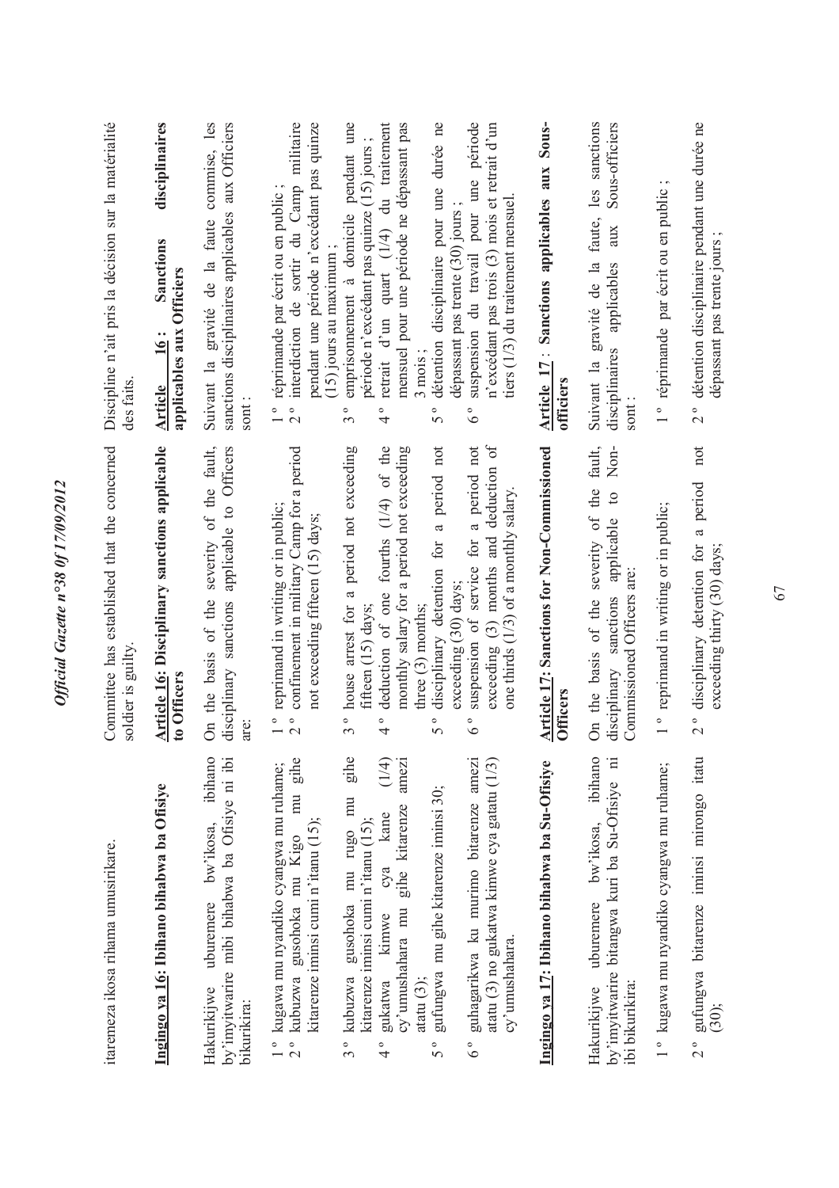itaremeza ikosa rihama umusirikare.

**Ingingo ya 16: Ibihano bihabwa ba Ofisiye**

Hakurikijwe uburemere bw'ikosa, ibihano by'imyitwarire mibi bihabwa ba Ofisiye ni ibi bikurikira:

1° kugawa mu nyandiko cyangwa mu ruhame;
2° kubuzwa gusohoka mu Kigo mu gihe kitarenze iminsi cumi n'itanu (15);
3° kubuzwa gusohoka mu rugo mu gihe kitarenze iminsi cumi n'itanu (15);
4° gukatwa kimwe cya kane (1/4) cy'umushahara mu gihe kitarenze amezi atatu (3);
5° gufungwa mu gihe kitarenze iminsi 30;
6° guhagarikwa ku murimo bitarenze amezi atatu (3) no gukatwa kimwe cya gatatu (1/3) cy'umushahara.

**Ingingo ya 17: Ibihano bihabwa ba Su-Ofisiye**

Hakurikijwe uburemere bw'ikosa, ibihano by'imyitwarire bitangwa kuri ba Su-Ofisiye ni ibi bikurikira:

1° kugawa mu nyandiko cyangwa mu ruhame;

2° gufungwa bitarenze iminsi mirongo itatu (30);

Committee has established that the concerned soldier is guilty.

**Article 16: Disciplinary sanctions applicable to Officers**

On the basis of the severity of the fault, disciplinary sanctions applicable to Officers are:

1° reprimand in writing or in public;
2° confinement in military Camp for a period not exceeding fifteen (15) days;
3° house arrest for a period not exceeding fifteen (15) days;
4° deduction of one fourths (1/4) of the monthly salary for a period not exceeding three (3) months;
5° disciplinary detention for a period not exceeding (30) days;
6° suspension of service for a period not exceeding (3) months and deduction of one thirds (1/3) of a monthly salary.

**Article 17: Sanctions for Non-Commissioned Officers**

On the basis of the severity of the fault, disciplinary sanctions applicable to Non-Commissioned Officers are:

1° reprimand in writing or in public;

2° disciplinary detention for a period not exceeding thirty (30) days;

Discipline n'ait pris la décision sur la matérialité des faits.

**Article 16 : Sanctions disciplinaires applicables aux Officiers**

Suivant la gravité de la faute commise, les sanctions disciplinaires applicables aux Officiers sont :

1° réprimande par écrit ou en public ;
2° interdiction de sortir du Camp militaire pendant une période n'excédant pas quinze (15) jours au maximum ;
3° emprisonnement à domicile pendant une période n'excédant pas quinze (15) jours ;
4° retrait d'un quart (1/4) du traitement mensuel pour une période ne dépassant pas 3 mois ;
5° détention disciplinaire pour une durée ne dépassant pas trente (30) jours ;
6° suspension du travail pour une période n'excédant pas trois (3) mois et retrait d'un tiers (1/3) du traitement mensuel.

**Article 17 : Sanctions applicables aux Sous-officiers**

Suivant la gravité de la faute, les sanctions disciplinaires applicables aux Sous-officiers sont :

1° réprimande par écrit ou en public ;

2° détention disciplinaire pendant une durée ne dépassant pas trente jours ;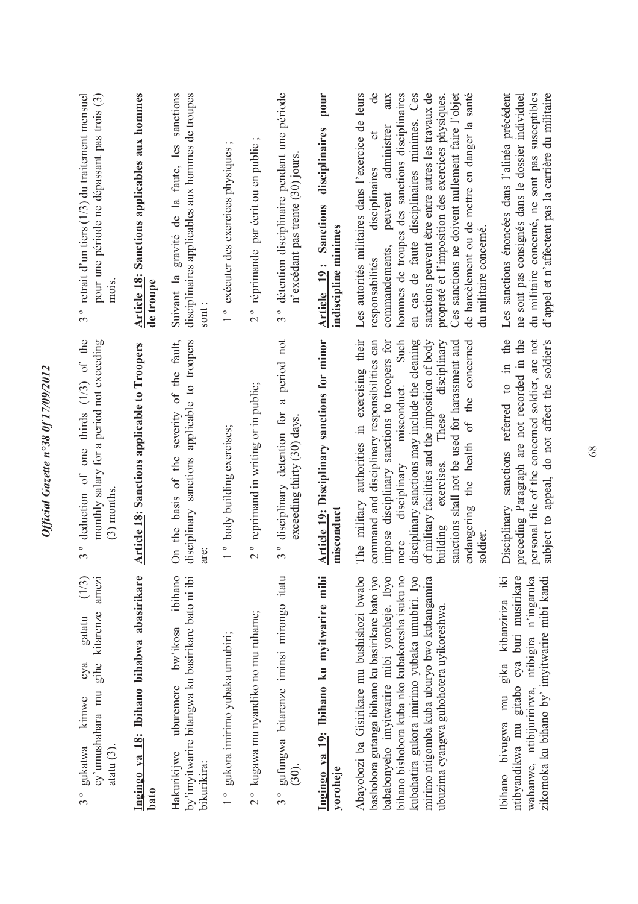3 ° gukatwa kimwe cya gatatu (1/3) cy'umushahara mu gihe kitarenze amezi atatu (3).

**Ingingo ya 18: Ibihano bihabwa abasirikare bato**

Hakurikijwe uburemere bw'ikosa ibihano by'imyitwarire bitangwa ku basirikare bato ni ibi bikurikira:

1 ° gukora imirimo yubaka umubiri;

2 ° kugawa mu nyandiko no mu ruhame;

3 ° gufungwa bitarenze iminsi mirongo itatu (30).

**Ingingo ya 19: Ibihano ku myitwarire mibi yoroheje**

Abayobozi ba Gisirikare mu bushishozi bwabo bashobora gutanga ibihano ku basirikare bato iyo bababonyeho imyitwarire mibi yoroheje. Ibyo bihano bishobora kuba nko kubakoresha isuku no kubahatira gukora imirimo yubaka umubiri. Iyo mirimo ntigomba kuba uburyo bwo kubangamira ubuzima cyangwa guhohotera uyikoreshwa.

Ibihano bivugwa mu gika kibanziriza iki ntibyandikwa mu gitabo cya buri musirikare wahanwe, ntibijuririrwa, ntibigira n'ingaruka zikomoka ku bihano by' imyitwarire mibi kandi

3 ° deduction of one thirds (1/3) of the monthly salary for a period not exceeding (3) months.

**Article 18: Sanctions applicable to Troopers**

On the basis of the severity of the fault, disciplinary sanctions applicable to troopers are:

1 ° body building exercises;

2 ° reprimand in writing or in public;

3 ° disciplinary detention for a period not exceeding thirty (30) days.

**Article 19: Disciplinary sanctions for minor misconduct**

The military authorities in exercising their command and disciplinary responsibilities can impose disciplinary sanctions to troopers for mere disciplinary misconduct. Such disciplinary sanctions may include the cleaning of military facilities and the imposition of body building exercises. These disciplinary sanctions shall not be used for harassment and endangering the health of the concerned soldier.

Disciplinary sanctions referred to in the preceding Paragraph are not recorded in the personal file of the concerned soldier, are not subject to appeal, do not affect the soldier's

3 ° retrait d'un tiers (1/3) du traitement mensuel pour une période ne dépassant pas trois (3) mois.

**Article 18: Sanctions applicables aux hommes de troupe**

Suivant la gravité de la faute, les sanctions disciplinaires applicables aux hommes de troupes sont :

1 ° exécuter des exercices physiques ;

2 ° réprimande par écrit ou en public ;

3 ° détention disciplinaire pendant une période n'excédant pas trente (30) jours.

**Article 19 : Sanctions disciplinaires pour indiscipline minimes**

Les autorités militaires dans l'exercice de leurs responsabilités disciplinaires et de commandements, peuvent administrer aux hommes de troupes des sanctions disciplinaires en cas de faute disciplinaires minimes. Ces sanctions peuvent être entre autres les travaux de propreté et l'imposition des exercices physiques. Ces sanctions ne doivent nullement faire l'objet de harcèlement ou de mettre en danger la santé du militaire concerné.

Les sanctions énoncées dans l'alinéa précédent ne sont pas consignés dans le dossier individuel du militaire concerné, ne sont pas susceptibles d'appel et n'affectent pas la carrière du militaire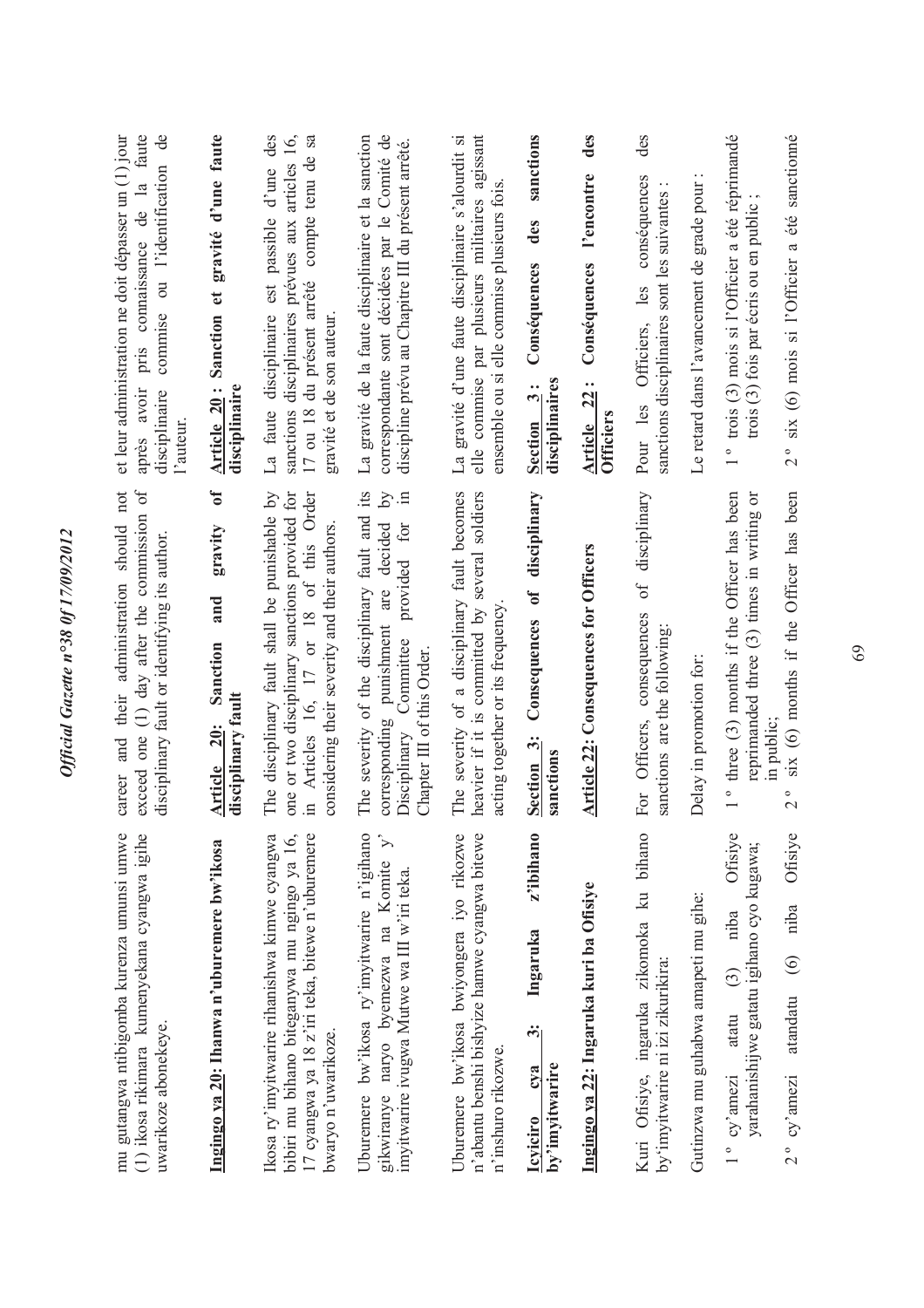mu gutangwa ntibigomba kurenza umunsi umwe (1) ikosa rikimara kumenyekana cyangwa igihe uwarikoze abonekeye.

**Ingingo ya 20: Ihanwa n'uburemere bw'ikosa**

Ikosa ry'imyitwarire rihanishwa kimwe cyangwa bibiri mu bihano biteganywa mu ngingo ya 16, 17 cyangwa ya 18 z'iri teka, bitewe n'uburemere bwaryo n'uwarikoze.

Uburemere bw'ikosa ry'imyitwarire n'igihano gikwiranye naryo byemezwa na Komite y' imyitwarire ivugwa Mutwe wa III w'iri teka.

Uburemere bw'ikosa bwiyongera iyo rikozwe n'abantu benshi bishyize hamwe cyangwa bitewe n'inshuro rikozwe.

**Icyiciro cya 3: Ingaruka z'ibihano by'imyitwarire**

**Ingingo ya 22: Ingaruka kuri ba Ofisiye**

Kuri Ofisiye, ingaruka zikomoka ku bihano by'imyitwarire ni izi zikurikira:

Gutinzwa mu guhabwa amapeti mu gihe:

1 ° cy'amezi atatu (3) niba Ofisiye yarahanishijwe gatatu igihano cyo kugawa;

2 ° cy'amezi atandatu (6) niba Ofisiye

career and their administration should not exceed one (1) day after the commission of disciplinary fault or identifying its author.

**Article 20: Sanction and gravity of disciplinary fault**

The disciplinary fault shall be punishable by one or two disciplinary sanctions provided for in Articles 16, 17 or 18 of this Order considering their severity and their authors.

The severity of the disciplinary fault and its corresponding punishment are decided by Disciplinary Committee provided for in Chapter III of this Order.

The severity of a disciplinary fault becomes heavier if it is committed by several soldiers acting together or its frequency.

**Section 3: Consequences of disciplinary sanctions**

**Article 22: Consequences for Officers**

For Officers, consequences of disciplinary sanctions are the following:

Delay in promotion for:

1 ° three (3) months if the Officer has been reprimanded three (3) times in writing or in public;

2 ° six (6) months if the Officer has been

et leur administration ne doit dépasser un (1) jour après avoir pris connaissance de la faute disciplinaire commise ou l'identification de l'auteur.

**Article 20 : Sanction et gravité d'une faute disciplinaire**

La faute disciplinaire est passible d'une des sanctions disciplinaires prévues aux articles 16, 17 ou 18 du présent arrêté compte tenu de sa gravité et de son auteur.

La gravité de la faute disciplinaire et la sanction correspondante sont décidées par le Comité de discipline prévu au Chapitre III du présent arrêté.

La gravité d'une faute disciplinaire s'alourdit si elle commise par plusieurs militaires agissant ensemble ou si elle commise plusieurs fois.

**Section 3 : Conséquences des sanctions disciplinaires**

**Article 22 : Conséquences l'encontre des Officiers**

Pour les Officiers, les conséquences des sanctions disciplinaires sont les suivantes :

Le retard dans l'avancement de grade pour :

1 ° trois (3) mois si l'Officier a été réprimandé trois (3) fois par écris ou en public ;

2 ° six (6) mois si l'Officier a été sanctionné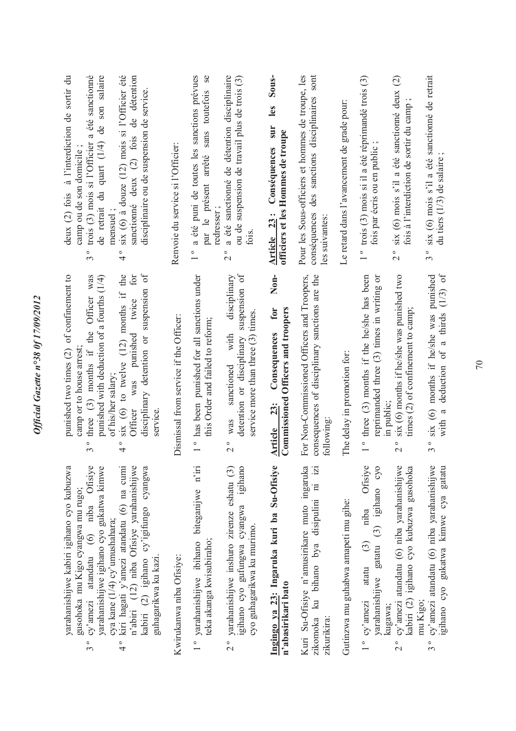yarahanishijwe kabiri igihano cyo kubuzwa gusohoka mu Kigo cyangwa mu rugo;

3° cy'amezi atandatu (6) niba Ofisiye yarahanishijwe igihano cyo gukatwa kimwe cya kane (1/4) cy'umushahara;

4° kiri hagati y'amezi atandatu (6) na cumi n'abiri (12) niba Ofisiye yarahanishijwe kabiri (2) igihano cy'igifungo cyangwa guhagarikwa ku kazi.

Kwirukanwa niba Ofisiye:

1° yarahanishijwe ibihano biteganijwe n'iri teka akanga kwisubiraho;

2° yarahanishijwe inshuro zirenze eshatu (3) igihano cyo gufungwa cyangwa igihano cyo guhagarikwa ku murimo.

**Ingingo ya 23: Ingaruka kuri ba Su-Ofisiye n'abasirikari bato**

Kuri Su-Ofisiye n'amusirikare muto ingaruka zikomoka ku bihano bya disipulini ni izi zikurikira:

Gutinzwa mu guhabwa amapeti mu gihe:

1° cy'amezi atatu (3) niba Ofisiye yarahanishijwe gatatu (3) igihano cyo kugawa;

2° cy'amezi atandatu (6) niba yarahanishijwe kabiri (2) igihano cyo kubuzwa gusohoka mu Kigo;

3° cy'amezi atandatu (6) niba yarahanishijwe igihano cyo gukatwa kimwe cya gatatu

punished two times (2) of confinement to camp or to house arrest;

3° three (3) months if the Officer was punished with deduction of a fourths (1/4) of his/her salary;

4° six (6) to twelve (12) months if the Officer was punished twice for disciplinary detention or suspension of service.

Dismissal from service if the Officer:

1° has been punished for all sanctions under this Order and failed to reform;

2° was sanctioned with disciplinary detention or disciplinary suspension of service more than three (3) times.

**Article 23: Consequences for Non-Commissioned Officers and troopers**

For Non-Commissioned Officers and Troopers, consequences of disciplinary sanctions are the following:

The delay in promotion for:

1° three (3) months if the he/she has been reprimanded three (3) times in writing or in public;

2° six (6) months if he/she was punished two times (2) of confinement to camp;

3° six (6) months if he/she was punished with a deduction of a thirds (1/3) of

deux (2) fois à l'interdiction de sortir du camp ou de son domicile ;

3° trois (3) mois si l'Officier a été sanctionné de retrait du quart (1/4) de son salaire mensuel ;

4° six (6) à douze (12) mois si l'Officier été sanctionné deux (2) fois de détention disciplinaire ou de suspension de service.

Renvoie du service si l'Officier:

1° a été puni de toutes les sanctions prévues par le présent arrêté sans toutefois se redresser ;

2° a été sanctionné de détention disciplinaire ou de suspension de travail plus de trois (3) fois.

**Article 23: Conséquences sur les Sous-officiers et les Hommes de troupe**

Pour les Sous-officiers et hommes de troupe, les conséquences des sanctions disciplinaires sont les suivantes:

Le retard dans l'avancement de grade pour:

1° trois (3) mois si il a été réprimandé trois (3) fois par écris ou en public ;

2° six (6) mois s'il a été sanctionné deux (2) fois à l'interdiction de sortir du camp ;

3° six (6) mois s'il a été sanctionné de retrait du tiers (1/3) de salaire ;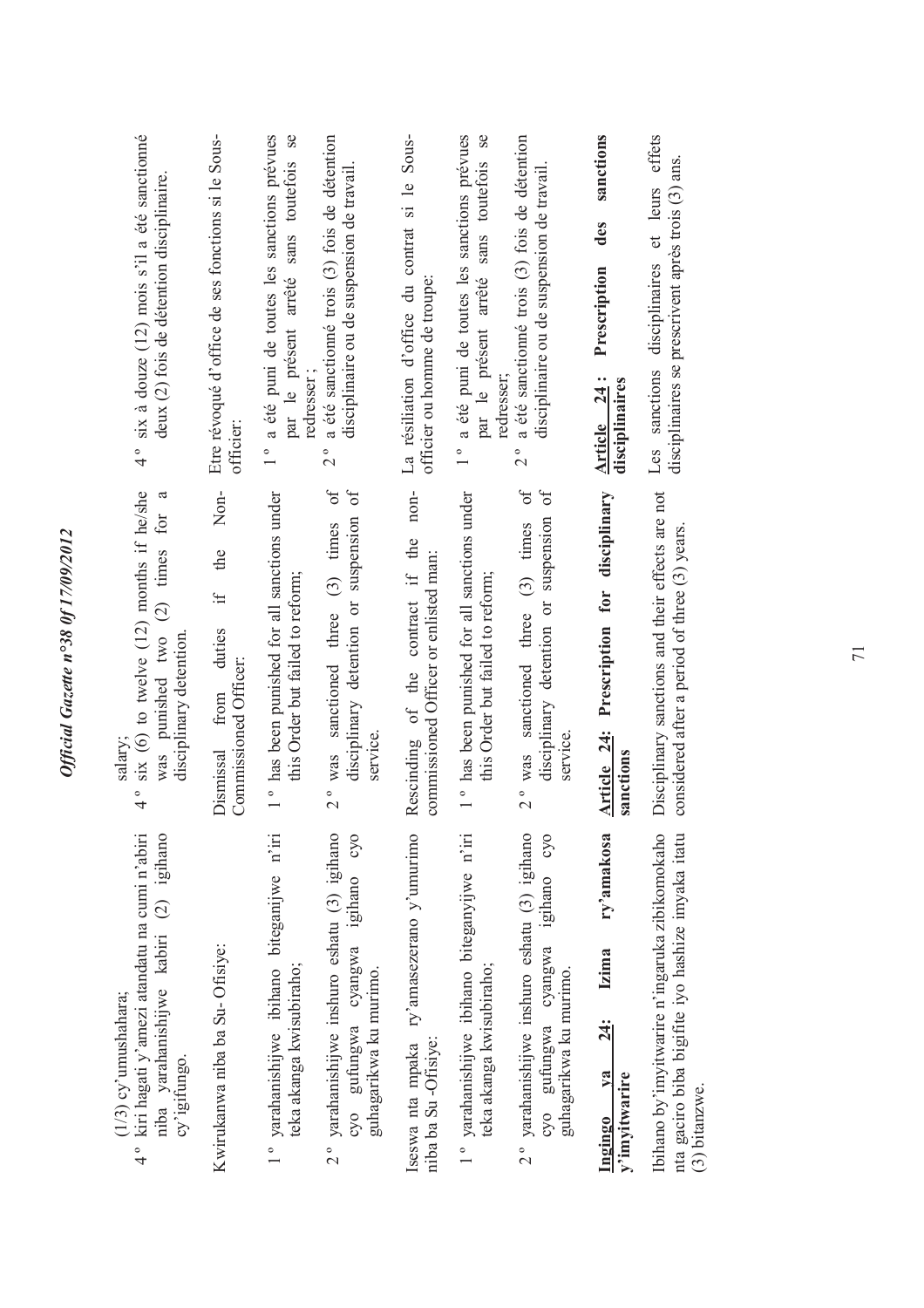(1/3) cy'umushahara;

4° kiri hagati y'amezi atandatu na cumi n'abiri niba yarahanishijwe kabiri (2) igihano cy'igifungo.

Kwirukanwa niba ba Su-Ofisiye:

1° yarahanishijwe ibihano biteganijwe n'iri teka akanga kwisubiraho;

2° yarahanishijwe inshuro eshatu (3) igihano cyo gufungwa cyangwa igihano cyo guhagarikwa ku murimo.

Iseswa nta mpaka ry'amasezerano y'umurimo niba ba Su-Ofisiye:

1° yarahanishijwe ibihano biteganyijwe n'iri teka akanga kwisubiraho;

2° yarahanishijwe inshuro eshatu (3) igihano cyo gufungwa cyangwa igihano cyo guhagarikwa ku murimo.

**Ingingo ya 24: Izima ry'amakosa y'imyitwarire**

Ibihano by'imyitwarire n'ingaruka zibikomokaho nta gaciro biba bigifite iyo hashize imyaka itatu (3) bitanzwe.

salary;

4° six (6) to twelve (12) months if he/she was punished two (2) times for a disciplinary detention.

Dismissal from duties if the Non-Commissioned Officer:

1° has been punished for all sanctions under this Order but failed to reform;

2° was sanctioned three (3) times of disciplinary detention or suspension of service.

Rescinding of the contract if the non-commissioned Officer or enlisted man:

1° has been punished for all sanctions under this Order but failed to reform;

2° was sanctioned three (3) times of disciplinary detention or suspension of service.

**Article 24: Prescription for disciplinary sanctions**

Disciplinary sanctions and their effects are not considered after a period of three (3) years.

4° six à douze (12) mois s'il a été sanctionné deux (2) fois de détention disciplinaire.

Etre révoqué d'office de ses fonctions si le Sous-officier:

1° a été puni de toutes les sanctions prévues par le présent arrêté sans toutefois se redresser ;

2° a été sanctionné trois (3) fois de détention disciplinaire ou de suspension de travail.

La résiliation d'office du contrat si le Sous-officier ou homme de troupe:

1° a été puni de toutes les sanctions prévues par le présent arrêté sans toutefois se redresser;

2° a été sanctionné trois (3) fois de détention disciplinaire ou de suspension de travail.

**Article 24 : Prescription des sanctions disciplinaires**

Les sanctions disciplinaires et leurs effets disciplinaires se prescrivent après trois (3) ans.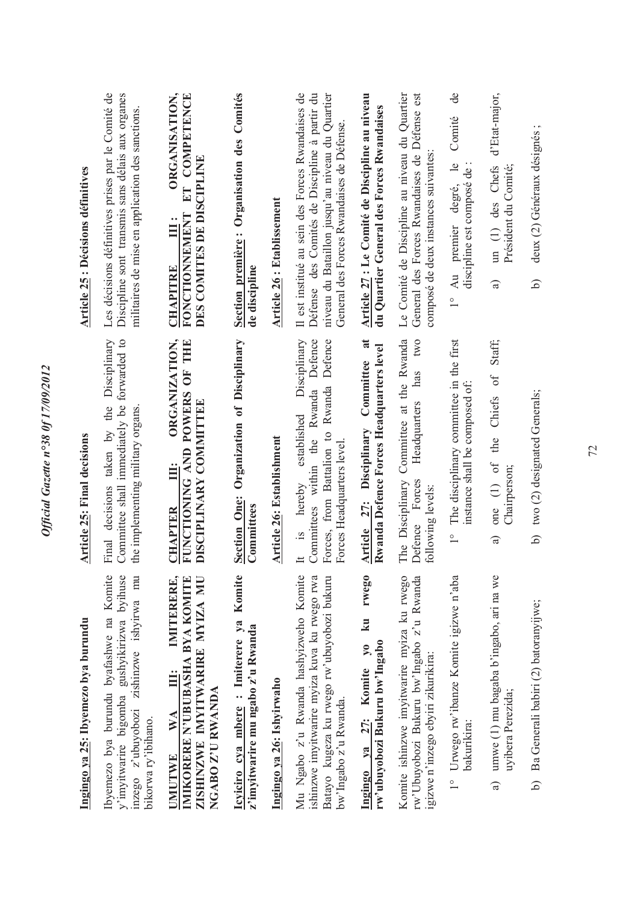**Ingingo ya 25: Ibyemezo bya burundu**

Ibyemezo bya burundu byafashwe na Komite y'imyitwarire bigomba gushyikirizwa bylhuse inzego z'ubuyobozi zishinzwe ishyirwa mu bikorwa ry'ibihano.

**UMUTWE WA III: IMITERERE, IMIKORERE N'UBUBASHA BYA KOMITE ZISHINZWE IMYITWARIRE MYIZA MU NGABO Z'U RWANDA**

**Icyiciro cya mbere : Imiterere ya Komite z'imyitwarire mu ngabo z'u Rwanda**

**Ingingo ya 26: Ishyirwaho**

Mu Ngabo z'u Rwanda hashyizweho Komite ishinzwe imyitwarire myiza kuva ku rwego rwa Batayo kugeza ku rwego rw'ubuyobozi bukuru bw'Ingabo z'u Rwanda.

**Ingingo ya 27: Komite yo ku rwego rw'ubuyobozi Bukuru bw'Ingabo**

Komite ishinzwe imyitwarire myiza ku rwego rw'Ubuyobozi Bukuru bw'Ingabo z'u Rwanda igizwe n'inzego ebyiri zikurikira:

1° Urwego rw'ibanze Komite igizwe n'aba bakurikira:

a) umwe (1) mu bagaba b'ingabo, ari na we uyibera Perezida;

b) Ba Generali babiri (2) batoranyijwe;

**Article 25: Final decisions**

Final decisions taken by the Disciplinary Committee shall immediately be forwarded to the implementing military organs.

**CHAPTER III: ORGANIZATION, FUNCTIONING AND POWERS OF THE DISCIPLINARY COMMITTEE**

**Section One: Organization of Disciplinary Committees**

**Article 26: Establishment**

It is hereby established Disciplinary Committees within the Rwanda Defence Forces, from Battalion to Rwanda Defence Forces Headquarters level.

**Article 27: Disciplinary Committee at Rwanda Defence Forces Headquarters level**

The Disciplinary Committee at the Rwanda Defence Forces Headquarters has two following levels:

1° The disciplinary committee in the first instance shall be composed of:

a) one (1) of the Chiefs of Staff, Chairperson;

b) two (2) designated Generals;

**Article 25 : Décisions définitives**

Les décisions définitives prises par le Comité de Discipline sont transmis sans délais aux organes militaires de mise en application des sanctions.

**CHAPITRE III : ORGANISATION, FONCTIONNEMENT ET COMPETENCE DES COMITES DE DISCIPLINE**

**Section première : Organisation des Comités de discipline**

**Article 26 : Etablissement**

Il est institué au sein des Forces Rwandaises de Défense des Comités de Discipline à partir du niveau du Bataillon jusqu'au niveau du Quartier General des Forces Rwandaises de Défense.

**Article 27 : Le Comité de Discipline au niveau du Quartier General des Forces Rwandaises**

Le Comité de Discipline au niveau du Quartier General des Forces Rwandaises de Défense est composé de deux instances suivantes:

1° Au premier degré, le Comité de discipline est composé de :

a) un (1) des Chefs d'Etat-major, Président du Comité;

b) deux (2) Généraux désignés ;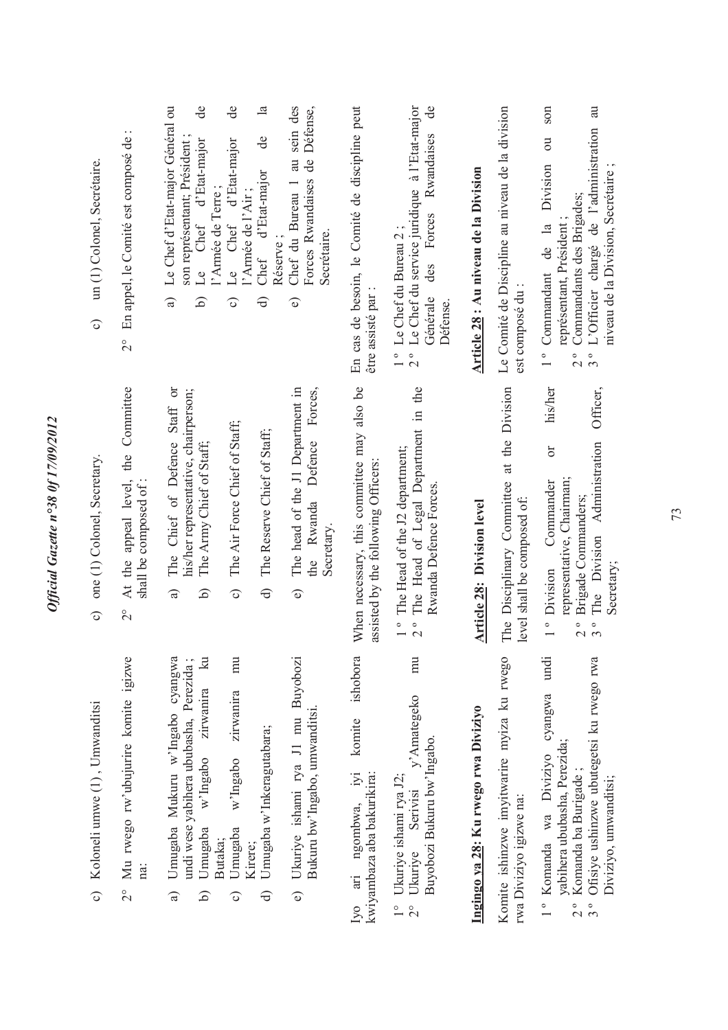c) Koloneli umwe (1) , Umwanditsi

2° Mu rwego rw'ubujurire komite igizwe na:

a) Umugaba Mukuru w'Ingabo cyangwa undi wese yabihera ububasha, Perezida ;
b) Umugaba w'Ingabo zirwanira ku Butaka;
c) Umugaba w'Ingabo zirwanira mu Kirere;
d) Umugaba w'Inkeragutabara;
e) Ukuriye ishami rya J1 mu Buyobozi Bukuru bw'Ingabo, umwanditsi.

Iyo ari ngombwa, iyi komite ishobora kwiyambaza aba bakurikira:

1° Ukuriye ishami rya J2;
2° Ukuriye Serivisi y'Amategeko mu Buyobozi Bukuru bw'Ingabo.

**Ingingo ya 28: Ku rwego rwa Diviziyo**

Komite ishinzwe imyitwarire myiza ku rwego rwa Diviziyo igizwe na:

1 ° Komanda wa Diviziyo cyangwa undi yabihera ububasha, Perezida;
2 ° Komanda ba Burigade ;
3 ° Ofisiye ushinzwe ubutegetsi ku rwego rwa Diviziyo, umwanditsi;

c) one (1) Colonel, Secretary.

2° At the appeal level, the Committee shall be composed of :

a) The Chief of Defence Staff or his/her representative, chairperson;
b) The Army Chief of Staff;
c) The Air Force Chief of Staff;
d) The Reserve Chief of Staff;
e) The head of the J1 Department in the Rwanda Defence Forces, Secretary.

When necessary, this committee may also be assisted by the following Officers:

1 ° The Head of the J2 department;
2 ° The Head of Legal Department in the Rwanda Defence Forces.

**Article 28: Division level**

The Disciplinary Committee at the Division level shall be composed of:

1 ° Division Commander or his/her representative, Chairman;
2 ° Brigade Commanders;
3 ° The Division Administration Officer, Secretary;

c) un (1) Colonel, Secrétaire.

2° En appel, le Comité est composé de :

a) Le Chef d'Etat-major Général ou son représentant; Président ;
b) Le Chef d'Etat-major de l'Armée de Terre ;
c) Le Chef d'Etat-major de l'Armée de l'Air ;
d) Chef d'Etat-major de la Réserve ;
e) Chef du Bureau 1 au sein des Forces Rwandaises de Défense, Secrétaire.

En cas de besoin, le Comité de discipline peut être assisté par :

1 ° Le Chef du Bureau 2 ;
2 ° Le Chef du service juridique à l'Etat-major Générale des Forces Rwandaises de Défense.

**Article 28 : Au niveau de la Division**

Le Comité de Discipline au niveau de la division est composé du :

1 ° Commandant de la Division ou son représentant, Président ;
2 ° Commandants des Brigades;
3 ° L'Officier chargé de l'administration au niveau de la Division, Secrétaire ;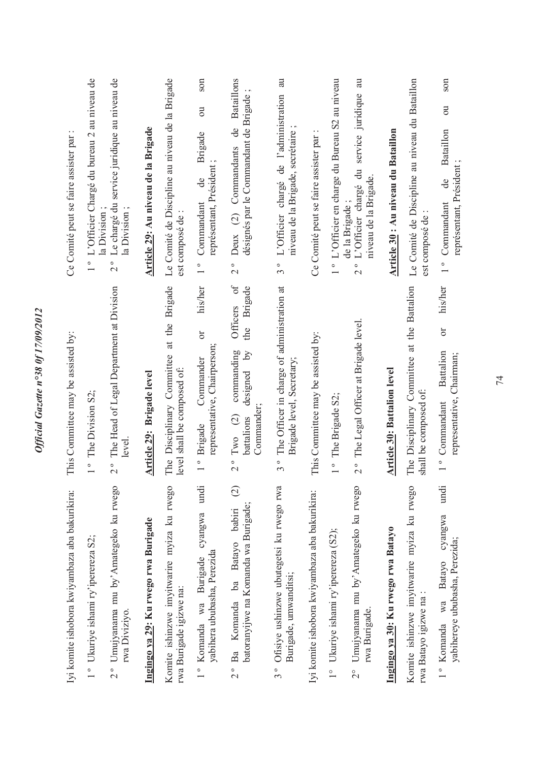Iyi komite ishobora kwiyambaza aba bakurikira:

1° Ukuriye ishami ry'iperereza S2;

2° Umujyanama mu by'Amategeko ku rwego rwa Diviziyo.

**Ingingo ya 29: Ku rwego rwa Burigade**

Komite ishinzwe imyitwarire myiza ku rwego rwa Burigade igizwe na:

1° Komanda wa Burigade cyangwa undi yabihera ububasha, Perezida

2° Ba Komanda ba Batayo babiri (2) batoranyijwe na Komanda wa Burigade;

3° Ofisiye ushinzwe ubutegetsi ku rwego rwa Burigade, umwanditsi;

Iyi komite ishobora kwiyambaza aba bakurikira:

1° Ukuriye ishami ry'iperereza (S2);

2° Umujyanama mu by'Amategeko ku rwego rwa Burigade.

**Ingingo ya 30: Ku rwego rwa Batayo**

Komite ishinzwe imyitwarire myiza ku rwego rwa Batayo igizwe na :

1° Komanda wa Batayo cyangwa undi yabihereye ububasha, Perezida;

This Committee may be assisted by:

1° The Division S2;

2° The Head of Legal Department at Division level.

**Article 29: Brigade level**

The Disciplinary Committee at the Brigade level shall be composed of:

1° Brigade Commander or his/her representative, Chairperson;

2° Two (2) commanding Officers of battalions designed by the Brigade Commander;

3° The Officer in charge of administration at Brigade level, Secretary;

This Committee may be assisted by:

1° The Brigade S2;

2° The Legal Officer at Brigade level.

**Article 30: Battalion level**

The Disciplinary Committee at the Battalion shall be composed of:

1° Commandant Battalion or his/her representative, Chairman;

Ce Comité peut se faire assister par :

1° L'Officier Chargé du bureau 2 au niveau de la Division ;

2° Le chargé du service juridique au niveau de la Division ;

**Article 29: Au niveau de la Brigade**

Le Comité de Discipline au niveau de la Brigade est composé de :

1° Commandant de Brigade ou son représentant, Président ;

2° Deux (2) Commandants de Bataillons désignés par le Commandant de Brigade ;

3° L'Officier chargé de l'administration au niveau de la Brigade, secrétaire ;

Ce Comité peut se faire assister par :

1° L'Officier en charge du Bureau S2 au niveau de la Brigade ;

2° L'Officier chargé du service juridique au niveau de la Brigade.

**Article 30 : Au niveau du Bataillon**

Le Comité de Discipline au niveau du Bataillon est composé de :

1° Commandant de Bataillon ou son représentant, Président ;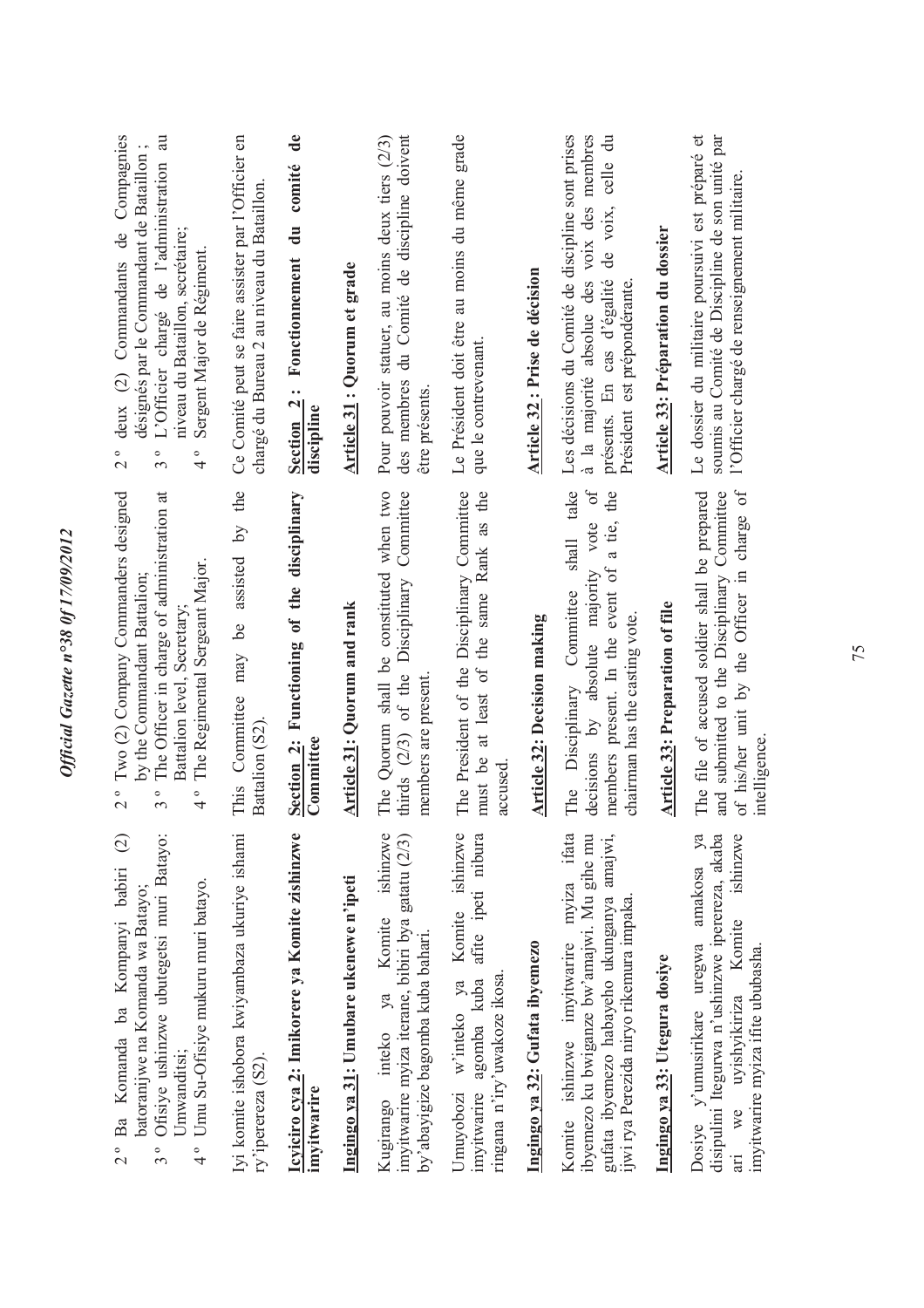2° Ba Komanda ba Kompanyi babiri (2) batoranijwe na Komanda wa Batayo;
3° Ofisiye ushinzwe ubutegetsi muri Batayo: Umwanditsi;
4° Umu Su-Ofisiye mukuru muri batayo.

Iyi komite ishobora kwiyambaza ukuriye ishami ry'iperereza (S2).

**Icyiciro cya 2: Imikorere ya Komite zishinzwe imyitwarire**

**Ingingo ya 31: Umubare ukenewe n'ipeti**

Kugirango inteko ya Komite ishinzwe imyitwarire myiza iterane, bibiri bya gatatu (2/3) by'abayigize bagomba kuba bahari.

Umuyobozi w'inteko ya Komite ishinzwe imyitwarire agomba kuba afite ipeti nibura ringana n'iry'uwakoze ikosa.

**Ingingo ya 32: Gufata ibyemezo**

Komite ishinzwe imyitwarire myiza ifata ibyemezo ku bwiganze bw'amajwi. Mu gihe mu gufata ibyemezo habayeho ukunganya amajwi, ijwi rya Perezida niryo rikemura impaka.

**Ingingo ya 33: Utegura dosiye**

Dosiye y'umusirikare uregwa amakosa ya disipulini itegurwa n'ushinzwe iperereza, akaba ari we uyishyikiriza Komite ishinzwe imyitwarire myiza ifite ububasha.

2° Two (2) Company Commanders designed by the Commandant Battalion;
3° The Officer in charge of administration at Battalion level, Secretary;
4° The Regimental Sergeant Major.

This Committee may be assisted by the Battalion (S2).

**Section 2: Functioning of the disciplinary Committee**

**Article 31: Quorum and rank**

The Quorum shall be constituted when two thirds (2/3) of the Disciplinary Committee members are present.

The President of the Disciplinary Committee must be at least of the same Rank as the accused.

**Article 32: Decision making**

The Disciplinary Committee shall take decisions by absolute majority vote of members present. In the event of a tie, the chairman has the casting vote.

**Article 33: Preparation of file**

The file of accused soldier shall be prepared and submitted to the Disciplinary Committee of his/her unit by the Officer in charge of intelligence.

2° deux (2) Commandants de Compagnies désignés par le Commandant de Bataillon ;
3° L'Officier chargé de l'administration au niveau du Bataillon, secrétaire;
4° Sergent Major de Régiment.

Ce Comité peut se faire assister par l'Officier en chargé du Bureau 2 au niveau du Bataillon.

**Section 2 : Fonctionnement du comité de discipline**

**Article 31 : Quorum et grade**

Pour pouvoir statuer, au moins deux tiers (2/3) des membres du Comité de discipline doivent être présents.

Le Président doit être au moins du même grade que le contrevenant.

**Article 32 : Prise de décision**

Les décisions du Comité de discipline sont prises à la majorité absolue des voix des membres présents. En cas d'égalité de voix, celle du Président est prépondérante.

**Article 33: Préparation du dossier**

Le dossier du militaire poursuivi est préparé et soumis au Comité de Discipline de son unité par l'Officier chargé de renseignement militaire.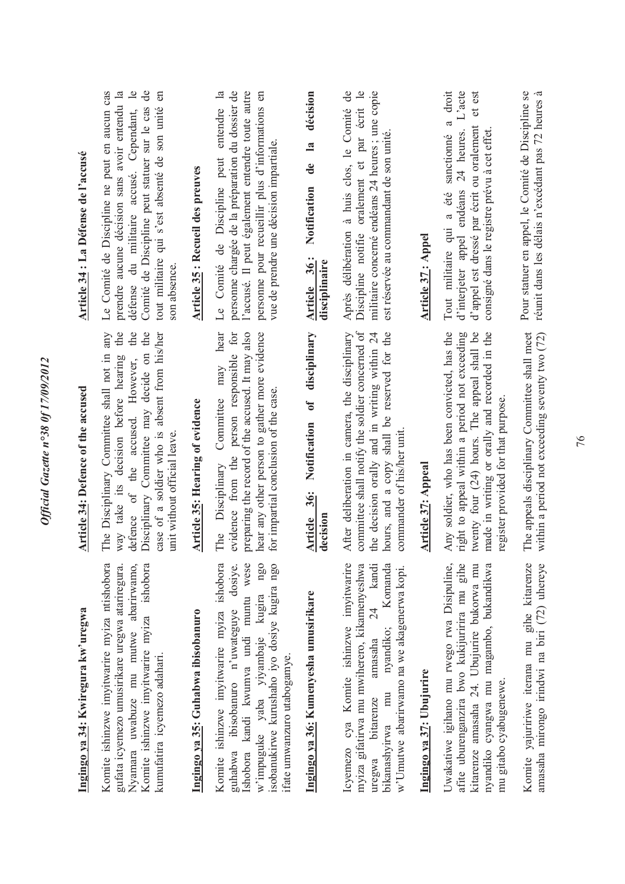**Ingingo ya 34: Kwiregura kw'uregwa**

Komite ishinzwe imyitwarire myiza ntishobora gufata icyemezo umusirikare uregwa atariregura. Nyamara uwabuze mu mutwe abarirwamo, Komite ishinzwe imyitwarire myiza ishobora kumufatira icyemezo adahari.

**Ingingo ya 35: Guhabwa ibisobanuro**

Komite ishinzwe imyitwarire myiza ishobora guhabwa ibisobanuro n'uwateguye dosiye. Ishobora kandi kwumva undi muntu wese w'impuguke yaba yiyambaje kugira ngo isobanukirwe kurushaho iyo dosiye kugira ngo ifate umwanzuro utabogamye.

**Ingingo ya 36: Kumenyesha umusirikare**

Icyemezo cya Komite ishinzwe imyitwarire myiza gifatirwa mu mwiherero, kikamenyeshwa uregwa bitarenze amasaha 24 kandi bikanashyirwa mu nyandiko; Komanda w'Umutwe abarirwamo na we akagenerwa kopi.

**Ingingo ya 37: Ubujurire**

Uwakatiwe igihano mu rwego rwa Disipuline, afite uburenganzira bwo kujuririra mu gihe kitarenze amasaha 24. Ubujurire bukorwa mu nyandiko cyangwa mu magambo, bukandikwa mu gitabo cyabugenewe.

Komite yajuririwe iterana mu gihe kitarenze amasaha mirongo irindwi na biri (72) uhereye

**Article 34: Defence of the accused**

The Disciplinary Committee shall not in any way take its decision before hearing the defence of the accused. However, the Disciplinary Committee may decide on the case of a soldier who is absent from his/her unit without official leave.

**Article 35: Hearing of evidence**

The Disciplinary Committee may hear evidence from the person responsible for preparing the record of the accused. It may also hear any other person to gather more evidence for impartial conclusion of the case.

**Article 36: Notification of disciplinary decision**

After deliberation in camera, the disciplinary committee shall notify the soldier concerned of the decision orally and in writing within 24 hours, and a copy shall be reserved for the commander of his/her unit.

**Article 37: Appeal**

Any soldier, who has been convicted, has the right to appeal within a period not exceeding twenty four (24) hours. The appeal shall be made in writing or orally and recorded in the register provided for that purpose.

The appeals disciplinary Committee shall meet within a period not exceeding seventy two (72)

**Article 34 : La Défense de l'accusé**

Le Comité de Discipline ne peut en aucun cas prendre aucune décision sans avoir entendu la défense du militaire accusé. Cependant, le Comité de Discipline peut statuer sur le cas de tout militaire qui s'est absenté de son unité en son absence.

**Article 35 : Recueil des preuves**

Le Comité de Discipline peut entendre la personne chargée de la préparation du dossier de l'accusé. Il peut également entendre toute autre personne pour recueillir plus d'informations en vue de prendre une décision impartiale.

**Article 36 : Notification de la décision disciplinaire**

Après délibération à huis clos, le Comité de Discipline notifie oralement et par écrit le militaire concerné endéans 24 heures ; une copie est réservée au commandant de son unité.

**Article 37 : Appel**

Tout militaire qui a été sanctionné a droit d'interjeter appel endéans 24 heures. L'acte d'appel est dressé par écrit ou oralement et est consigné dans le registre prévu à cet effet.

Pour statuer en appel, le Comité de Discipline se réunit dans les délais n'excédant pas 72 heures à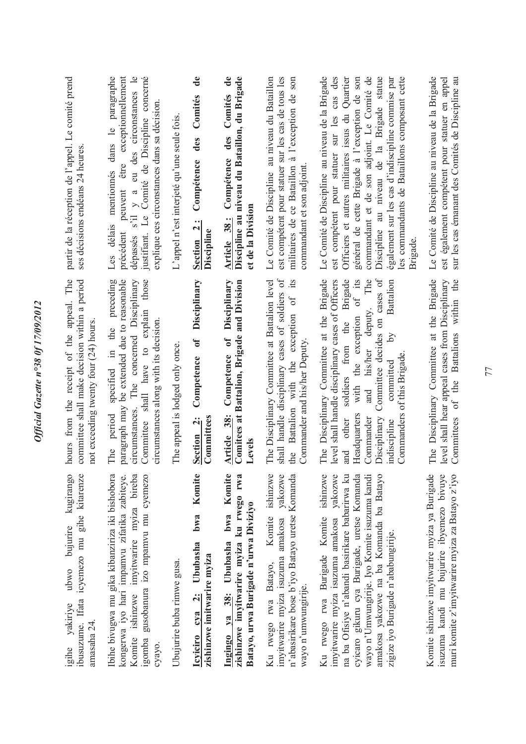igihe yakiriye ubwo bujurire kugirango ibusuzume. Ifata icyemezo mu gihe kitarenze amasaha 24.

Ibihe bivugwa mu gika kibanziriza iki bishobora kongerwa iyo hari impamvu zifatika zabiteye. Komite ishinzwe imyitwarire myiza bireba igomba gusobanura izo mpamvu mu cyemezo cyayo.

Ubujurire buba rimwe gusa.

**Icyiciro cya 2: Ububasha bwa Komite zishinzwe imitwarire myiza**

**Ingingo ya 38: Ububasha bwa Komite zishinzwe imyitwarire myiza ku rwego rwa Batayo, urwa Burigade n'urwa Diviziyo**

Ku rwego rwa Batayo, Komite ishinzwe imyitwarire myiza isuzuma amakosa yakozwe n'abasirikare bose b'iyo Batayo uretse Komanda wayo n'umwungirije.

Ku rwego rwa Burigade Komite ishinzwe imyitwarire myiza isuzuma amakosa yakozwe na ba Ofisiye n'abandi basirikare babarirwa ku cyicaro gikuru cya Burigade, uretse Komanda wayo n'Umwungirije. Iyo Komite isuzuma kandi amakosa yakozwe na ba Komanda ba Batayo zigize iyo Burigade n'ababungirije.

Komite ishinzwe imyitwarire myiza ya Burigade isuzuma kandi mu bujurire ibyemezo bivuye muri komite z'imyitwarire myiza za Batayo z'iyo

hours from the receipt of the appeal. The committee shall make decision within a period not exceeding twenty four (24) hours.

The period specified in the preceding paragraph may be extended due to reasonable circumstances. The concerned Disciplinary Committee shall have to explain those circumstances along with its decision.

The appeal is lodged only once.

**Section 2: Competence of Disciplinary Committees**

**Article 38: Competence of Disciplinary Comitees at Battalion, Brigade and Division Levels**

The Disciplinary Committee at Battalion level shall handle disciplinary cases of soldiers of the Battalion with the exception of its Commander and his/her Deputy.

The Disciplinary Committee at the Brigade level shall handle disciplinary cases of Officers and other soldiers from the Brigade Headquarters with the exception of its Commander and his/her deputy. The Disciplinary Committee decides on cases of indiscipline committed by Battalion Commanders of this Brigade.

The Disciplinary Committee at the Brigade level shall hear appeal cases from Disciplinary Committees of the Battalions within the

partir de la réception de l'appel. Le comité prend ses décisions endéans 24 heures.

Les délais mentionnés dans le paragraphe précédent peuvent être exceptionnellement dépassés s'il y a eu des circonstances le justifiant. Le Comité de Discipline concerné explique ces circonstances dans sa décision.

L'appel n'est interjeté qu'une seule fois.

**Section 2: Compétence des Comités de Discipline**

**Article 38 : Compétence des Comités de Discipline au niveau du Bataillon, du Brigade et de la Division**

Le Comité de Discipline au niveau du Bataillon est compétent pour statuer sur les cas de tous les militaires de ce Bataillon à l'exception de son commandant et son adjoint.

Le Comité de Discipline au niveau de la Brigade est compétent pour statuer sur les cas des Officiers et autres militaires issus du Quartier général de cette Brigade à l'exception de son commandant et de son adjoint. Le Comité de Discipline au niveau de la Brigade statue également sur les cas d'indiscipline commise par les commandants de Bataillons composant cette Brigade.

Le Comité de Discipline au niveau de la Brigade est également compétent pour statuer en appel sur les cas émanant des Comités de Discipline au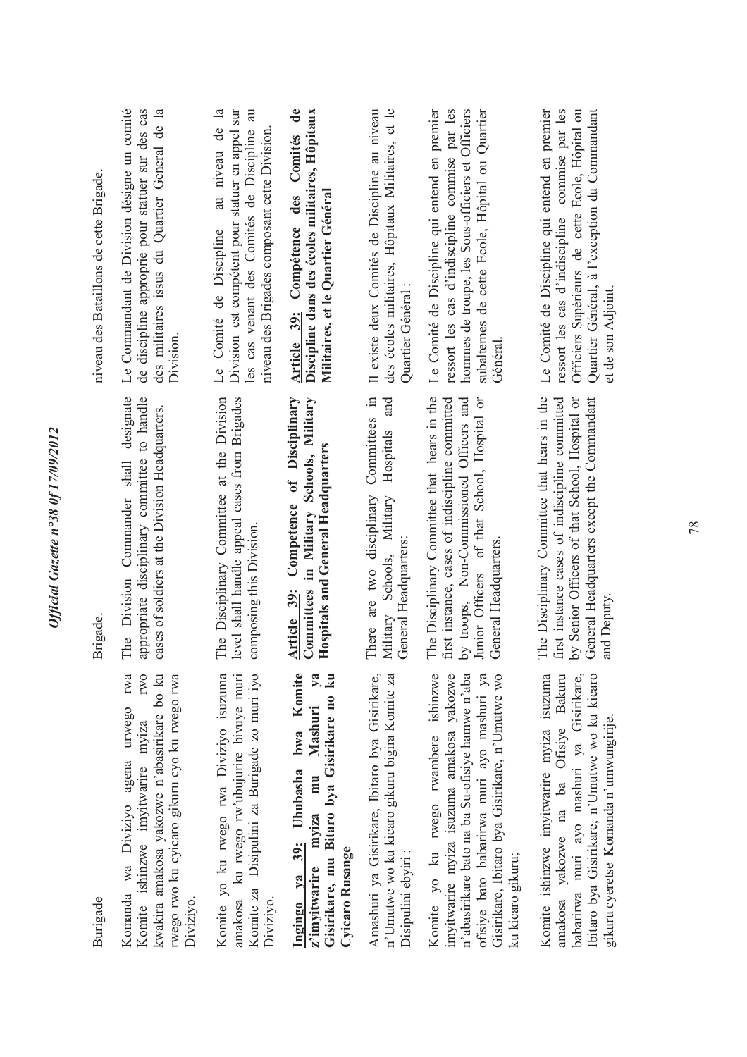Burigade

Komanda wa Diviziyo agena urwego rwa Komite ishinzwe imyitwarire myiza rwo kwakira amakosa yakozwe n'abasirikare bo ku rwego rwo ku cyicaro gikuru cyo ku rwego rwa Diviziyo.

Komite yo ku rwego rwa Diviziyo isuzuma amakosa ku rwego rw'ubujurire bivuye muri Komite za Disipulini za Burigade zo muri iyo Diviziyo.

**Ingingo ya 39: Ububasha bwa Komite z'imyitwarire myiza mu Mashuri ya Gisirikare, mu Bitaro bya Gisirikare no ku Cyicaro Rusange**

Amashuri ya Gisirikare, Ibitaro bya Gisirikare, n'Umutwe wo ku kicaro gikuru bigira Komite za Disipulini ebyiri :

Komite yo ku rwego rwambere ishinzwe imyitwarire myiza isuzuma amakosa yakozwe n'abasirikare bato na ba Su-ofisiye hamwe n'aba ofisiye bato babarirwa muri ayo mashuri ya Gisirikare, Ibitaro bya Gisirikare, n'Umutwe wo ku kicaro gikuru;

Komite ishinzwe imyitwarire myiza isuzuma amakosa yakozwe na ba Ofisiye Bakuru babarirwa muri ayo mashuri ya Gisirikare, Ibitaro bya Gisirikare, n'Umutwe wo ku kicaro gikuru cyeretse Komanda n'umwungirije.

Brigade.

The Division Commander shall designate appropriate disciplinary committee to handle cases of soldiers at the Division Headquarters.

The Disciplinary Committee at the Division level shall handle appeal cases from Brigades composing this Division.

**Article 39: Competence of Disciplinary Committees in Military Schools, Military Hospitals and General Headquarters**

There are two disciplinary Committees in Military Schools, Military Hospitals and General Headquarters:

The Disciplinary Committee that hears in the first instance, cases of indiscipline committed by troops, Non-Commissioned Officers and Junior Officers of that School, Hospital or General Headquarters.

The Disciplinary Committee that hears in the first instance cases of indiscipline committed by Senior Officers of that School, Hospital or General Headquarters except the Commandant and Deputy.

niveau des Bataillons de cette Brigade.

Le Commandant de Division désigne un comité de discipline approprie pour statuer sur des cas des militaires issus du Quartier General de la Division.

Le Comité de Discipline au niveau de la Division est compétent pour statuer en appel sur les cas venant des Comités de Discipline au niveau des Brigades composant cette Division.

**Article 39: Compétence des Comités de Discipline dans des écoles militaires, Hôpitaux Militaires, et le Quartier Général**

Il existe deux Comités de Discipline au niveau des écoles militaires, Hôpitaux Militaires, et le Quartier Général :

Le Comité de Discipline qui entend en premier ressort les cas d'indiscipline commise par les hommes de troupe, les Sous-officiers et Officiers subalternes de cette Ecole, Hôpital ou Quartier Général.

Le Comité de Discipline qui entend en premier ressort les cas d'indiscipline commise par les Officiers Supérieurs de cette Ecole, Hôpital ou Quartier Général, à l'exception du Commandant et de son Adjoint.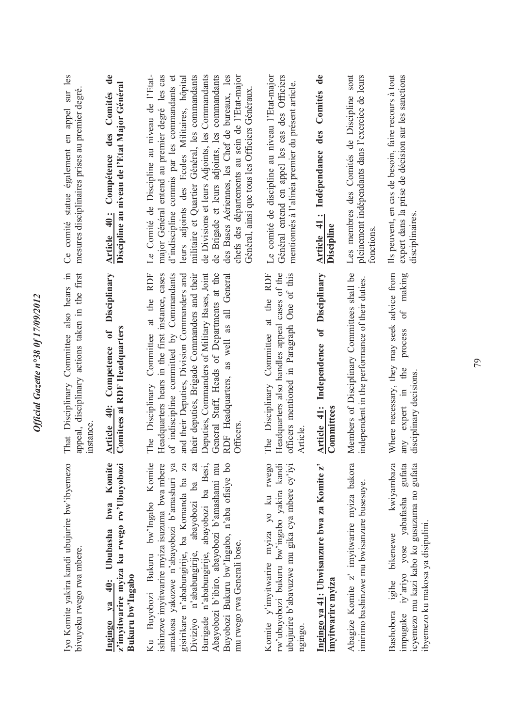Iyo Komite yakira kandi ubujurire bw'ibyemezo bivuyeku rwego rwa mbere.

**Ingingo ya 40: Ububasha bwa Komite z'imyitwarire myiza ku rwego rw'Ubuyobozi Bukuru bw'Ingabo**

Ku Buyobozi Bukuru bw'Ingabo Komite ishinzwe imyitwarire myiza isuzuma bwa mbere amakosa yakozwe n'abayobozi b'amashuri ya gisirikare n'ababungirije, ba Komanda ba za Diviziyo n'ababungirije, abayobozi ba za Burigade n'ababungirije, abayobozi ba Besi, Abayobozi b'ibiro, abayobozi b'amashami mu Buyobozi Bukuru bw'Ingabo, n'aba ofisiye bo mu rwego rwa Generali bose.

Komite y'imyitwarire myiza yo ku rwego rw'ubuyobozi bukuru bw'ingabo yakira kandi ubujurire b'abavuzwe mu gika cya mbere cy'iyi ngingo.

**Ingingo ya 41: Ubwisanzure bwa za Komite z' imyitwarire myiza**

Abagize Komite z' imyitwarire myiza bakora imirimo bashinzwe mu bwisanzure busesuye.

Bashobora igihe bikenewe kwiyambaza impuguke iy'ariyo yose yabafasha gufata icyemezo mu kazi kabo ko gusuzuma no gufata ibyemezo ku makosa ya disipulini.

That Disciplinary Committee also hears in appeal, disciplinary actions taken in the first instance.

**Article 40: Competence of Disciplinary Comitees at RDF Headquarters**

The Disciplinary Committee at the RDF Headquarters hears in the first instance, cases of indiscipline committed by Commandants and their Deputies, Division Commanders and their deputies, Brigade Commanders and their Deputies, Commanders of Military Bases, Joint General Staff, Heads of Departments at the RDF Headquarters, as well as all General Officers.

The Disciplinary Committee at the RDF Headquarters also handles appeal cases of the officers mentioned in Paragraph One of this Article.

**Article 41: Independence of Disciplinary Committees**

Members of Disciplinary Committees shall be independent in the performance of their duties.

Where necessary, they may seek advice from any expert in the process of making disciplinary decisions.

Ce comité statue également en appel sur les mesures disciplinaires prises au premier degré.

**Article 40 : Compétence des Comités de Discipline au niveau de l'Etat Major Général**

Le Comité de Discipline au niveau de l'Etat-major Général entend au premier degré les cas d'indiscipline commis par les commandants et leurs adjoints des Ecoles Militaires, hôpital militaire et Quartier Général, les commandants de Divisions et leurs Adjoints, les Commandants de Brigade et leurs adjoints, les commandants des Bases Aériennes, les Chef de bureaux, les chefs des départements au sein de l'Etat-major Général, ainsi que tous les Officiers Généraux.

Le comité de discipline au niveau l'Etat-major Général entend en appel les cas des Officiers mentionnés à l'alinéa premier du présent article.

**Article 41 : Indépendance des Comités de Discipline**

Les membres des Comités de Discipline sont pleinement indépendants dans l'exercice de leurs fonctions.

Ils peuvent, en cas de besoin, faire recours à tout expert dans la prise de décision sur les sanctions disciplinaires.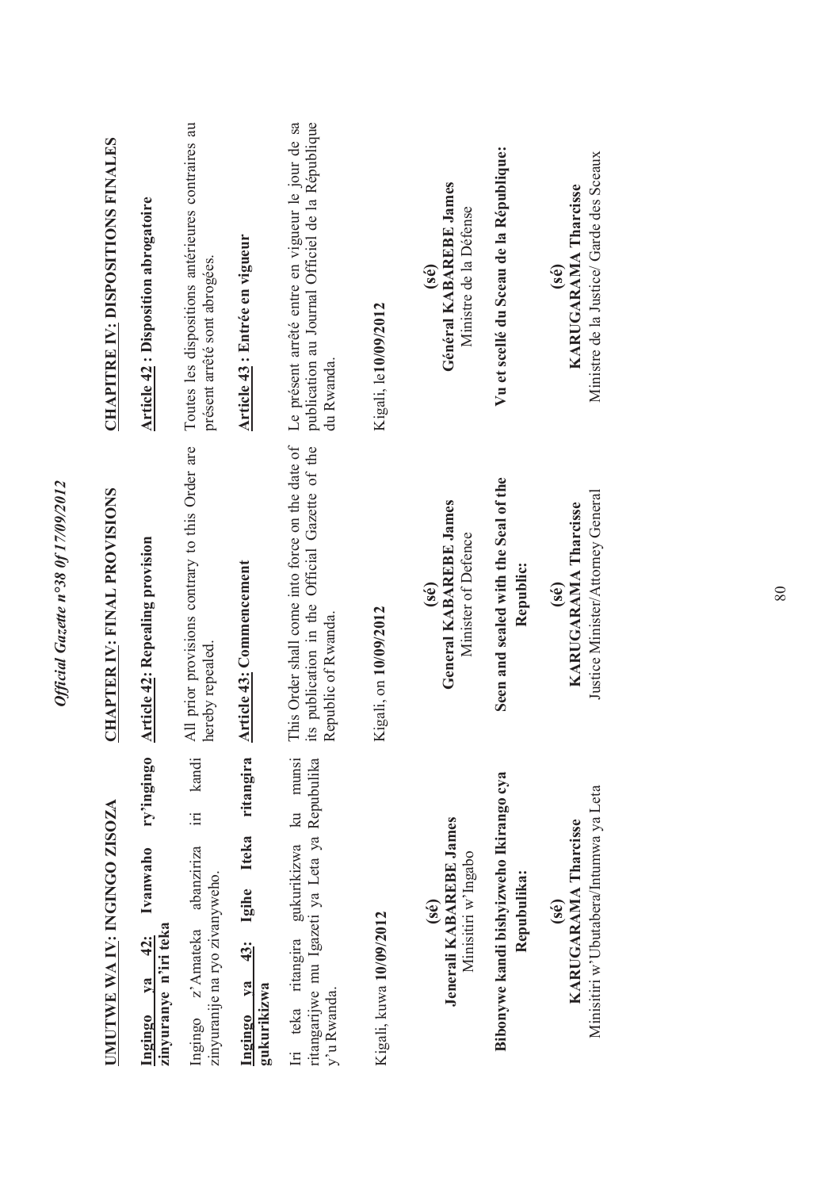**UMUTWE WA IV: INGINGO ZISOZA**

**Ingingo ya 42: Ivanwaho ry'ingingo zinyuranye n'iri teka**

Ingingo z'Amateka abanziriza iri kandi zinyuranije na ryo zivanyweho.

**Ingingo ya 43: Igihe Iteka ritangira gukurikizwa**

Iri teka ritangira gukurikizwa ku munsi ritangarijwe mu Igazeti ya Leta ya Repubulika y'u Rwanda.

Kigali, kuwa **10/09/2012**

**(sé)**
**Jenerali KABAREBE James**
Minisitiri w'Ingabo

**Bibonywe kandi bishyizweho Ikirango cya Repubulika:**

**(sé)**
**KARUGARAMA Tharcisse**
Minisitiri w'Ubutabera/Intumwa ya Leta

**CHAPTER IV: FINAL PROVISIONS**

**Article 42: Repealing provision**

All prior provisions contrary to this Order are hereby repealed.

**Article 43: Commencement**

This Order shall come into force on the date of its publication in the Official Gazette of the Republic of Rwanda.

Kigali, on **10/09/2012**

**(sé)**
**General KABAREBE James**
Minister of Defence

**Seen and sealed with the Seal of the Republic:**

**(sé)**
**KARUGARAMA Tharcisse**
Justice Minister/Attorney General

**CHAPITRE IV: DISPOSITIONS FINALES**

**Article 42 : Disposition abrogatoire**

Toutes les dispositions antérieures contraires au présent arrêté sont abrogées.

**Article 43 : Entrée en vigueur**

Le présent arrêté entre en vigueur le jour de sa publication au Journal Officiel de la République du Rwanda.

Kigali, le**10/09/2012**

**(sé)**
**Général KABAREBE James**
Ministre de la Défense

**Vu et scellé du Sceau de la République:**

**(sé)**
**KARUGARAMA Tharcisse**
Ministre de la Justice/ Garde des Sceaux